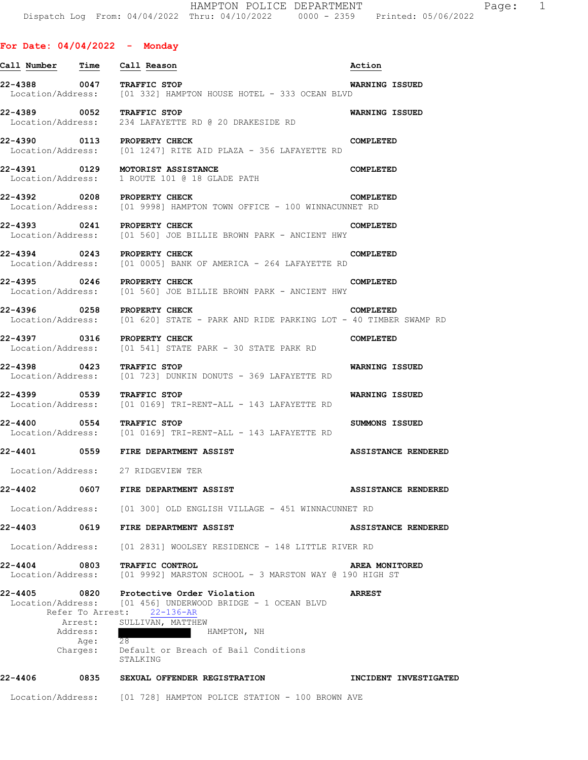HAMPTON POLICE DEPARTMENT
Dispatch Log From: 04/04/2022 Thru: 04/10/2022 0000 - 2359 Printed: 05/06/2022

## For Date: 04/04/2022 - Monday

| Call Number | Time | Call Reason | Action |
|---|---|---|---|
| **22-4388** | **0047** | **TRAFFIC STOP** | **WARNING ISSUED** |
| Location/Address: | | [01 332] HAMPTON HOUSE HOTEL - 333 OCEAN BLVD | |
| **22-4389** | **0052** | **TRAFFIC STOP** | **WARNING ISSUED** |
| Location/Address: | | 234 LAFAYETTE RD @ 20 DRAKESIDE RD | |
| **22-4390** | **0113** | **PROPERTY CHECK** | **COMPLETED** |
| Location/Address: | | [01 1247] RITE AID PLAZA - 356 LAFAYETTE RD | |
| **22-4391** | **0129** | **MOTORIST ASSISTANCE** | **COMPLETED** |
| Location/Address: | | 1 ROUTE 101 @ 18 GLADE PATH | |
| **22-4392** | **0208** | **PROPERTY CHECK** | **COMPLETED** |
| Location/Address: | | [01 9998] HAMPTON TOWN OFFICE - 100 WINNACUNNET RD | |
| **22-4393** | **0241** | **PROPERTY CHECK** | **COMPLETED** |
| Location/Address: | | [01 560] JOE BILLIE BROWN PARK - ANCIENT HWY | |
| **22-4394** | **0243** | **PROPERTY CHECK** | **COMPLETED** |
| Location/Address: | | [01 0005] BANK OF AMERICA - 264 LAFAYETTE RD | |
| **22-4395** | **0246** | **PROPERTY CHECK** | **COMPLETED** |
| Location/Address: | | [01 560] JOE BILLIE BROWN PARK - ANCIENT HWY | |
| **22-4396** | **0258** | **PROPERTY CHECK** | **COMPLETED** |
| Location/Address: | | [01 620] STATE - PARK AND RIDE PARKING LOT - 40 TIMBER SWAMP RD | |
| **22-4397** | **0316** | **PROPERTY CHECK** | **COMPLETED** |
| Location/Address: | | [01 541] STATE PARK - 30 STATE PARK RD | |
| **22-4398** | **0423** | **TRAFFIC STOP** | **WARNING ISSUED** |
| Location/Address: | | [01 723] DUNKIN DONUTS - 369 LAFAYETTE RD | |
| **22-4399** | **0539** | **TRAFFIC STOP** | **WARNING ISSUED** |
| Location/Address: | | [01 0169] TRI-RENT-ALL - 143 LAFAYETTE RD | |
| **22-4400** | **0554** | **TRAFFIC STOP** | **SUMMONS ISSUED** |
| Location/Address: | | [01 0169] TRI-RENT-ALL - 143 LAFAYETTE RD | |
| **22-4401** | **0559** | **FIRE DEPARTMENT ASSIST** | **ASSISTANCE RENDERED** |
| Location/Address: | | 27 RIDGEVIEW TER | |
| **22-4402** | **0607** | **FIRE DEPARTMENT ASSIST** | **ASSISTANCE RENDERED** |
| Location/Address: | | [01 300] OLD ENGLISH VILLAGE - 451 WINNACUNNET RD | |
| **22-4403** | **0619** | **FIRE DEPARTMENT ASSIST** | **ASSISTANCE RENDERED** |
| Location/Address: | | [01 2831] WOOLSEY RESIDENCE - 148 LITTLE RIVER RD | |
| **22-4404** | **0803** | **TRAFFIC CONTROL** | **AREA MONITORED** |
| Location/Address: | | [01 9992] MARSTON SCHOOL - 3 MARSTON WAY @ 190 HIGH ST | |
| **22-4405** | **0820** | **Protective Order Violation** | **ARREST** |
| Location/Address: | | [01 456] UNDERWOOD BRIDGE - 1 OCEAN BLVD | |
| Refer To Arrest: | | 22-136-AR | |
| Arrest: | | SULLIVAN, MATTHEW | |
| Address: | | HAMPTON, NH | |
| Age: | | 28 | |
| Charges: | | Default or Breach of Bail Conditions<br>STALKING | |
| **22-4406** | **0835** | **SEXUAL OFFENDER REGISTRATION** | **INCIDENT INVESTIGATED** |
| Location/Address: | | [01 728] HAMPTON POLICE STATION - 100 BROWN AVE | |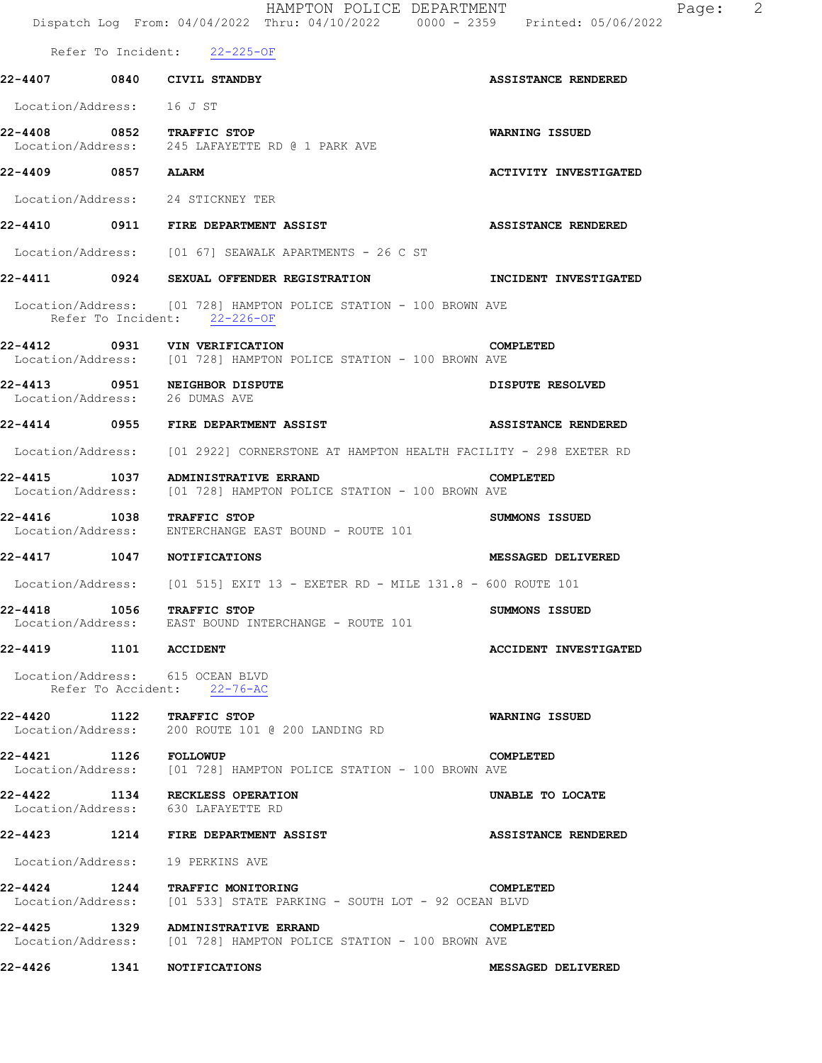Refer To Incident: 22-225-OF

**22-4407 0840 CIVIL STANDBY** **ASSISTANCE RENDERED**

Location/Address: 16 J ST

**22-4408 0852 TRAFFIC STOP** **WARNING ISSUED**
Location/Address: 245 LAFAYETTE RD @ 1 PARK AVE

**22-4409 0857 ALARM** **ACTIVITY INVESTIGATED**

Location/Address: 24 STICKNEY TER

**22-4410 0911 FIRE DEPARTMENT ASSIST** **ASSISTANCE RENDERED**

Location/Address: [01 67] SEAWALK APARTMENTS - 26 C ST

**22-4411 0924 SEXUAL OFFENDER REGISTRATION** **INCIDENT INVESTIGATED**

Location/Address: [01 728] HAMPTON POLICE STATION - 100 BROWN AVE
Refer To Incident: 22-226-OF

**22-4412 0931 VIN VERIFICATION** **COMPLETED**
Location/Address: [01 728] HAMPTON POLICE STATION - 100 BROWN AVE

**22-4413 0951 NEIGHBOR DISPUTE** **DISPUTE RESOLVED**
Location/Address: 26 DUMAS AVE

**22-4414 0955 FIRE DEPARTMENT ASSIST** **ASSISTANCE RENDERED**

Location/Address: [01 2922] CORNERSTONE AT HAMPTON HEALTH FACILITY - 298 EXETER RD

**22-4415 1037 ADMINISTRATIVE ERRAND** **COMPLETED**
Location/Address: [01 728] HAMPTON POLICE STATION - 100 BROWN AVE

**22-4416 1038 TRAFFIC STOP** **SUMMONS ISSUED**
Location/Address: ENTERCHANGE EAST BOUND - ROUTE 101

**22-4417 1047 NOTIFICATIONS** **MESSAGED DELIVERED**

Location/Address: [01 515] EXIT 13 - EXETER RD - MILE 131.8 - 600 ROUTE 101

**22-4418 1056 TRAFFIC STOP** **SUMMONS ISSUED**
Location/Address: EAST BOUND INTERCHANGE - ROUTE 101

**22-4419 1101 ACCIDENT** **ACCIDENT INVESTIGATED**

Location/Address: 615 OCEAN BLVD
Refer To Accident: 22-76-AC

**22-4420 1122 TRAFFIC STOP** **WARNING ISSUED**
Location/Address: 200 ROUTE 101 @ 200 LANDING RD

**22-4421 1126 FOLLOWUP** **COMPLETED**
Location/Address: [01 728] HAMPTON POLICE STATION - 100 BROWN AVE

**22-4422 1134 RECKLESS OPERATION** **UNABLE TO LOCATE**
Location/Address: 630 LAFAYETTE RD

**22-4423 1214 FIRE DEPARTMENT ASSIST** **ASSISTANCE RENDERED**

Location/Address: 19 PERKINS AVE

**22-4424 1244 TRAFFIC MONITORING** **COMPLETED**
Location/Address: [01 533] STATE PARKING - SOUTH LOT - 92 OCEAN BLVD

**22-4425 1329 ADMINISTRATIVE ERRAND** **COMPLETED**
Location/Address: [01 728] HAMPTON POLICE STATION - 100 BROWN AVE

**22-4426 1341 NOTIFICATIONS** **MESSAGED DELIVERED**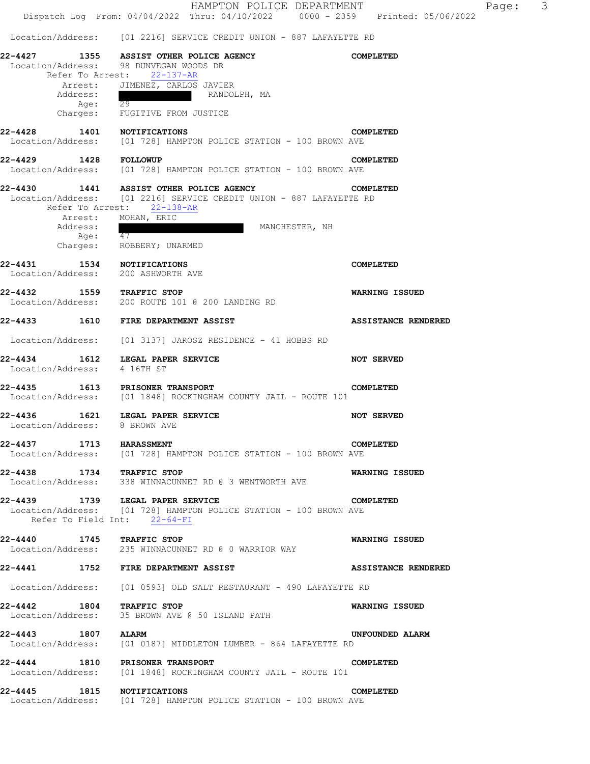Location/Address: [01 2216] SERVICE CREDIT UNION - 887 LAFAYETTE RD

**22-4427 1355 ASSIST OTHER POLICE AGENCY** **COMPLETED**
Location/Address: 98 DUNVEGAN WOODS DR
Refer To Arrest: 22-137-AR
Arrest: JIMENEZ, CARLOS JAVIER
Address: RANDOLPH, MA
Age: 29
Charges: FUGITIVE FROM JUSTICE

**22-4428 1401 NOTIFICATIONS** **COMPLETED**
Location/Address: [01 728] HAMPTON POLICE STATION - 100 BROWN AVE

**22-4429 1428 FOLLOWUP** **COMPLETED**
Location/Address: [01 728] HAMPTON POLICE STATION - 100 BROWN AVE

**22-4430 1441 ASSIST OTHER POLICE AGENCY** **COMPLETED**
Location/Address: [01 2216] SERVICE CREDIT UNION - 887 LAFAYETTE RD
Refer To Arrest: 22-138-AR
Arrest: MOHAN, ERIC
Address: MANCHESTER, NH
Age: 47
Charges: ROBBERY; UNARMED

**22-4431 1534 NOTIFICATIONS** **COMPLETED**
Location/Address: 200 ASHWORTH AVE

**22-4432 1559 TRAFFIC STOP** **WARNING ISSUED**
Location/Address: 200 ROUTE 101 @ 200 LANDING RD

**22-4433 1610 FIRE DEPARTMENT ASSIST** **ASSISTANCE RENDERED**
Location/Address: [01 3137] JAROSZ RESIDENCE - 41 HOBBS RD

**22-4434 1612 LEGAL PAPER SERVICE** **NOT SERVED**
Location/Address: 4 16TH ST

**22-4435 1613 PRISONER TRANSPORT** **COMPLETED**
Location/Address: [01 1848] ROCKINGHAM COUNTY JAIL - ROUTE 101

**22-4436 1621 LEGAL PAPER SERVICE** **NOT SERVED**
Location/Address: 8 BROWN AVE

**22-4437 1713 HARASSMENT** **COMPLETED**
Location/Address: [01 728] HAMPTON POLICE STATION - 100 BROWN AVE

**22-4438 1734 TRAFFIC STOP** **WARNING ISSUED**
Location/Address: 338 WINNACUNNET RD @ 3 WENTWORTH AVE

**22-4439 1739 LEGAL PAPER SERVICE** **COMPLETED**
Location/Address: [01 728] HAMPTON POLICE STATION - 100 BROWN AVE
Refer To Field Int: 22-64-FI

**22-4440 1745 TRAFFIC STOP** **WARNING ISSUED**
Location/Address: 235 WINNACUNNET RD @ 0 WARRIOR WAY

**22-4441 1752 FIRE DEPARTMENT ASSIST** **ASSISTANCE RENDERED**
Location/Address: [01 0593] OLD SALT RESTAURANT - 490 LAFAYETTE RD

**22-4442 1804 TRAFFIC STOP** **WARNING ISSUED**
Location/Address: 35 BROWN AVE @ 50 ISLAND PATH

**22-4443 1807 ALARM** **UNFOUNDED ALARM**
Location/Address: [01 0187] MIDDLETON LUMBER - 864 LAFAYETTE RD

**22-4444 1810 PRISONER TRANSPORT** **COMPLETED**
Location/Address: [01 1848] ROCKINGHAM COUNTY JAIL - ROUTE 101

**22-4445 1815 NOTIFICATIONS** **COMPLETED**
Location/Address: [01 728] HAMPTON POLICE STATION - 100 BROWN AVE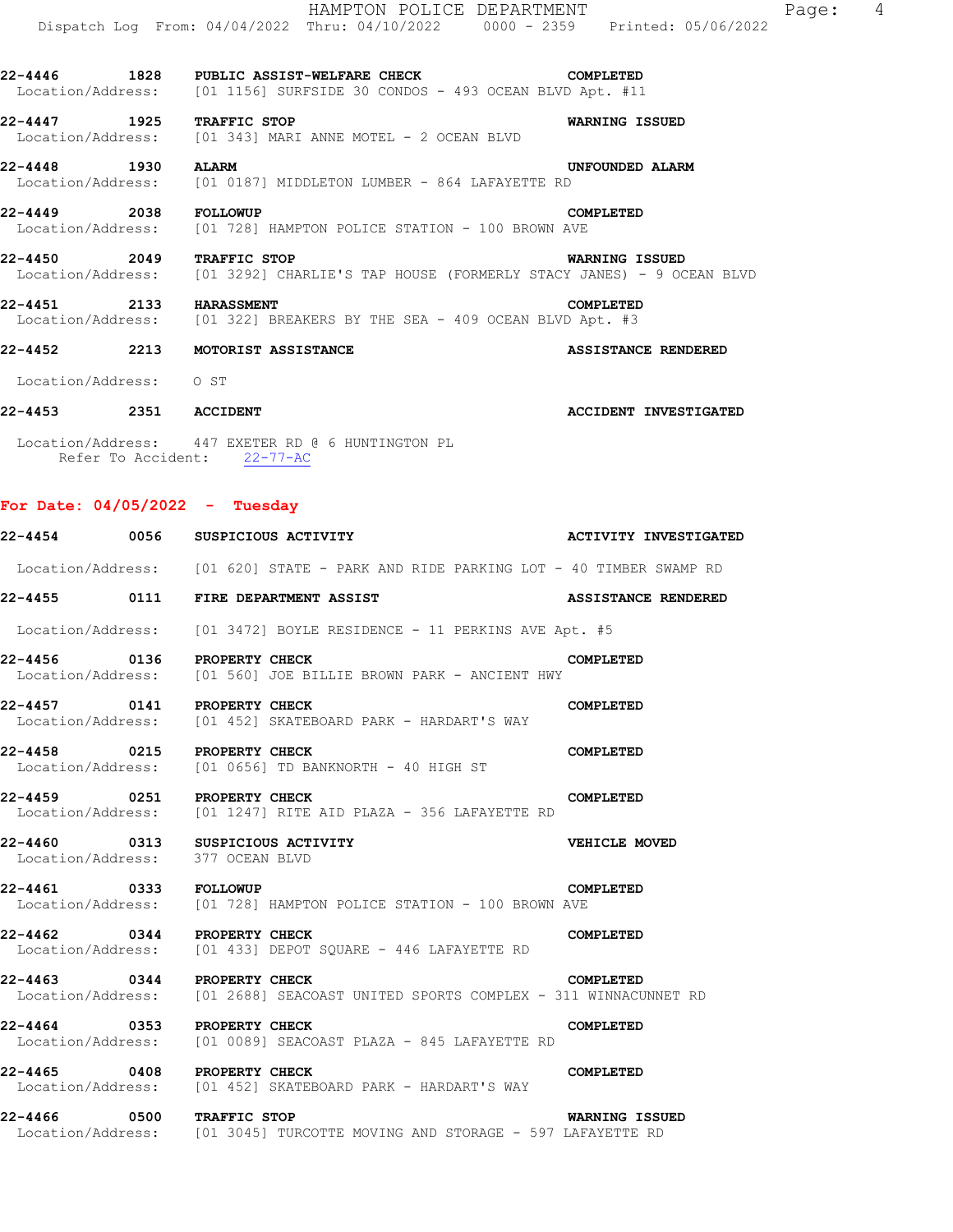22-4446 1828 **PUBLIC ASSIST-WELFARE CHECK** **COMPLETED**
Location/Address: [01 1156] SURFSIDE 30 CONDOS - 493 OCEAN BLVD Apt. #11

22-4447 1925 **TRAFFIC STOP** **WARNING ISSUED**
Location/Address: [01 343] MARI ANNE MOTEL - 2 OCEAN BLVD

22-4448 1930 **ALARM** **UNFOUNDED ALARM**
Location/Address: [01 0187] MIDDLETON LUMBER - 864 LAFAYETTE RD

22-4449 2038 **FOLLOWUP** **COMPLETED**
Location/Address: [01 728] HAMPTON POLICE STATION - 100 BROWN AVE

22-4450 2049 **TRAFFIC STOP** **WARNING ISSUED**
Location/Address: [01 3292] CHARLIE'S TAP HOUSE (FORMERLY STACY JANES) - 9 OCEAN BLVD

22-4451 2133 **HARASSMENT** **COMPLETED**
Location/Address: [01 322] BREAKERS BY THE SEA - 409 OCEAN BLVD Apt. #3

22-4452 2213 **MOTORIST ASSISTANCE** **ASSISTANCE RENDERED**
Location/Address: O ST

22-4453 2351 **ACCIDENT** **ACCIDENT INVESTIGATED**
Location/Address: 447 EXETER RD @ 6 HUNTINGTON PL
Refer To Accident: 22-77-AC

## For Date: 04/05/2022 - Tuesday

22-4454 0056 **SUSPICIOUS ACTIVITY** **ACTIVITY INVESTIGATED**
Location/Address: [01 620] STATE - PARK AND RIDE PARKING LOT - 40 TIMBER SWAMP RD

22-4455 0111 **FIRE DEPARTMENT ASSIST** **ASSISTANCE RENDERED**
Location/Address: [01 3472] BOYLE RESIDENCE - 11 PERKINS AVE Apt. #5

22-4456 0136 **PROPERTY CHECK** **COMPLETED**
Location/Address: [01 560] JOE BILLIE BROWN PARK - ANCIENT HWY

22-4457 0141 **PROPERTY CHECK** **COMPLETED**
Location/Address: [01 452] SKATEBOARD PARK - HARDART'S WAY

22-4458 0215 **PROPERTY CHECK** **COMPLETED**
Location/Address: [01 0656] TD BANKNORTH - 40 HIGH ST

22-4459 0251 **PROPERTY CHECK** **COMPLETED**
Location/Address: [01 1247] RITE AID PLAZA - 356 LAFAYETTE RD

22-4460 0313 **SUSPICIOUS ACTIVITY** **VEHICLE MOVED**
Location/Address: 377 OCEAN BLVD

22-4461 0333 **FOLLOWUP** **COMPLETED**
Location/Address: [01 728] HAMPTON POLICE STATION - 100 BROWN AVE

22-4462 0344 **PROPERTY CHECK** **COMPLETED**
Location/Address: [01 433] DEPOT SQUARE - 446 LAFAYETTE RD

22-4463 0344 **PROPERTY CHECK** **COMPLETED**
Location/Address: [01 2688] SEACOAST UNITED SPORTS COMPLEX - 311 WINNACUNNET RD

22-4464 0353 **PROPERTY CHECK** **COMPLETED**
Location/Address: [01 0089] SEACOAST PLAZA - 845 LAFAYETTE RD

22-4465 0408 **PROPERTY CHECK** **COMPLETED**
Location/Address: [01 452] SKATEBOARD PARK - HARDART'S WAY

22-4466 0500 **TRAFFIC STOP** **WARNING ISSUED**
Location/Address: [01 3045] TURCOTTE MOVING AND STORAGE - 597 LAFAYETTE RD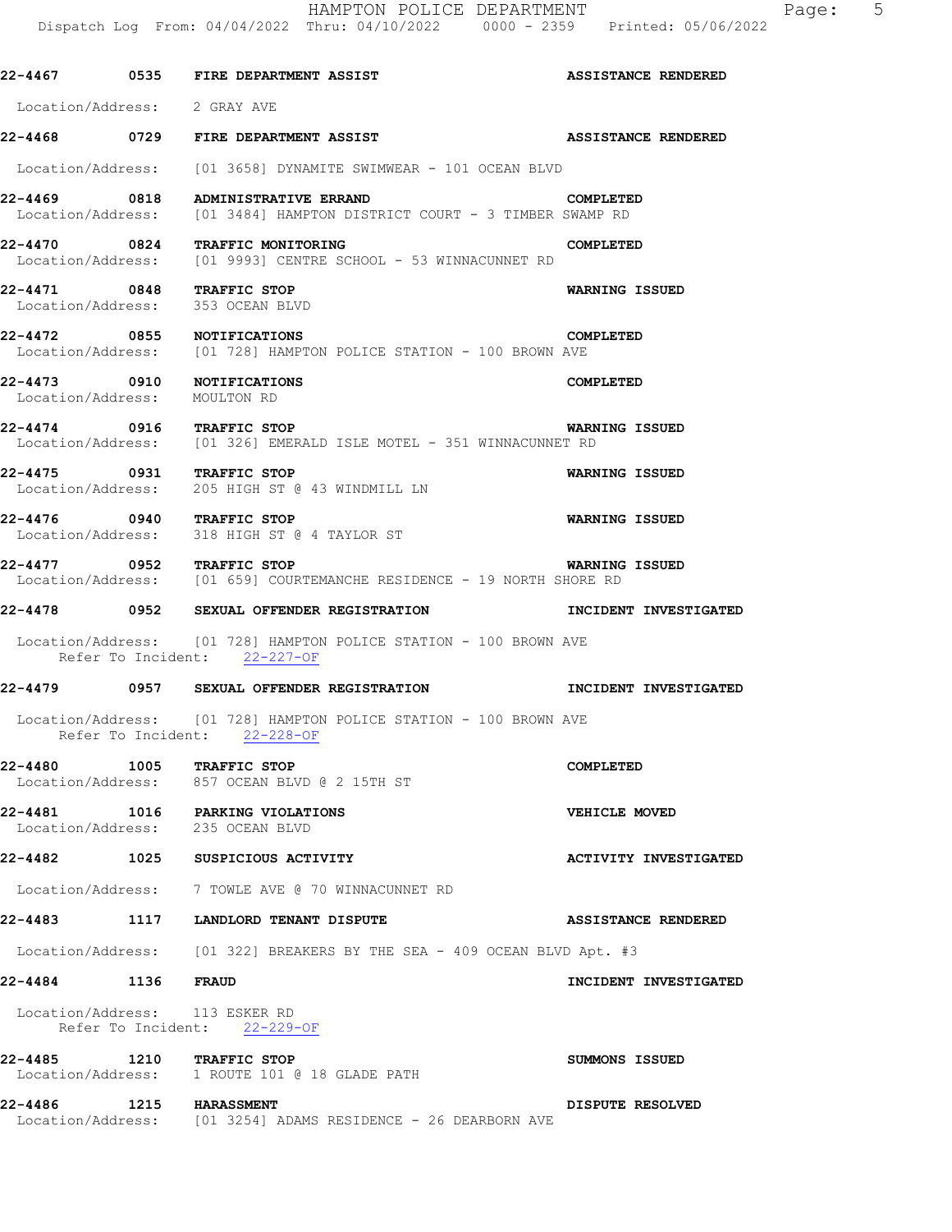**22-4467 0535 FIRE DEPARTMENT ASSIST ASSISTANCE RENDERED**

Location/Address: 2 GRAY AVE

**22-4468 0729 FIRE DEPARTMENT ASSIST ASSISTANCE RENDERED**

Location/Address: [01 3658] DYNAMITE SWIMWEAR - 101 OCEAN BLVD

**22-4469 0818 ADMINISTRATIVE ERRAND COMPLETED**
Location/Address: [01 3484] HAMPTON DISTRICT COURT - 3 TIMBER SWAMP RD

**22-4470 0824 TRAFFIC MONITORING COMPLETED**
Location/Address: [01 9993] CENTRE SCHOOL - 53 WINNACUNNET RD

**22-4471 0848 TRAFFIC STOP WARNING ISSUED**
Location/Address: 353 OCEAN BLVD

**22-4472 0855 NOTIFICATIONS COMPLETED**
Location/Address: [01 728] HAMPTON POLICE STATION - 100 BROWN AVE

**22-4473 0910 NOTIFICATIONS COMPLETED**
Location/Address: MOULTON RD

**22-4474 0916 TRAFFIC STOP WARNING ISSUED**
Location/Address: [01 326] EMERALD ISLE MOTEL - 351 WINNACUNNET RD

**22-4475 0931 TRAFFIC STOP WARNING ISSUED**
Location/Address: 205 HIGH ST @ 43 WINDMILL LN

**22-4476 0940 TRAFFIC STOP WARNING ISSUED**
Location/Address: 318 HIGH ST @ 4 TAYLOR ST

**22-4477 0952 TRAFFIC STOP WARNING ISSUED**
Location/Address: [01 659] COURTEMANCHE RESIDENCE - 19 NORTH SHORE RD

**22-4478 0952 SEXUAL OFFENDER REGISTRATION INCIDENT INVESTIGATED**

Location/Address: [01 728] HAMPTON POLICE STATION - 100 BROWN AVE
Refer To Incident: 22-227-OF

**22-4479 0957 SEXUAL OFFENDER REGISTRATION INCIDENT INVESTIGATED**

Location/Address: [01 728] HAMPTON POLICE STATION - 100 BROWN AVE
Refer To Incident: 22-228-OF

**22-4480 1005 TRAFFIC STOP COMPLETED**
Location/Address: 857 OCEAN BLVD @ 2 15TH ST

**22-4481 1016 PARKING VIOLATIONS VEHICLE MOVED**
Location/Address: 235 OCEAN BLVD

**22-4482 1025 SUSPICIOUS ACTIVITY ACTIVITY INVESTIGATED**

Location/Address: 7 TOWLE AVE @ 70 WINNACUNNET RD

**22-4483 1117 LANDLORD TENANT DISPUTE ASSISTANCE RENDERED**

Location/Address: [01 322] BREAKERS BY THE SEA - 409 OCEAN BLVD Apt. #3

**22-4484 1136 FRAUD INCIDENT INVESTIGATED**

Location/Address: 113 ESKER RD
Refer To Incident: 22-229-OF

**22-4485 1210 TRAFFIC STOP SUMMONS ISSUED**
Location/Address: 1 ROUTE 101 @ 18 GLADE PATH

**22-4486 1215 HARASSMENT DISPUTE RESOLVED**
Location/Address: [01 3254] ADAMS RESIDENCE - 26 DEARBORN AVE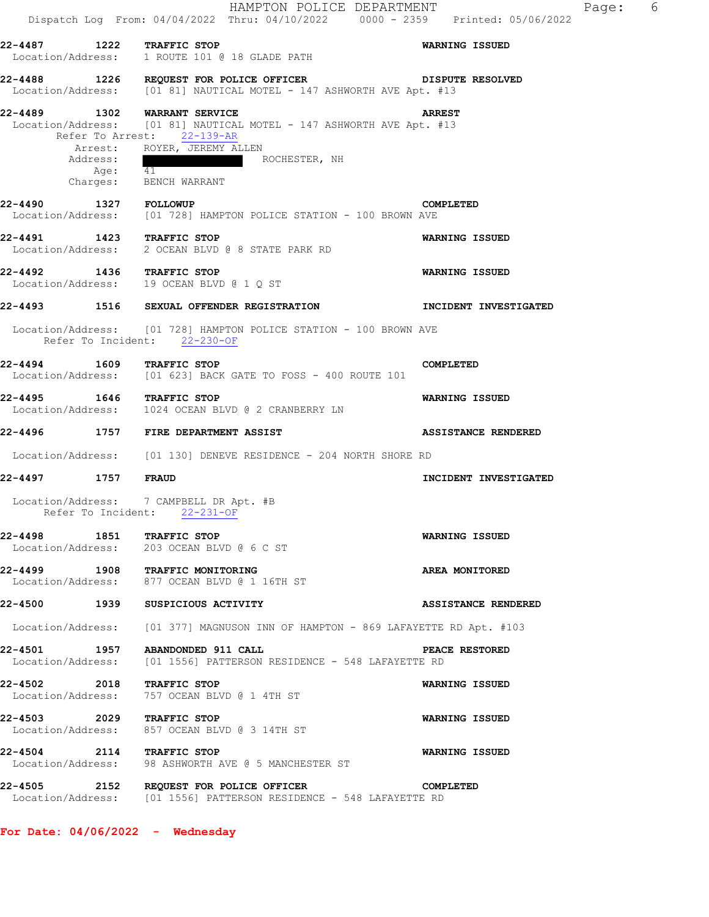**22-4487 1222 TRAFFIC STOP** WARNING ISSUED
Location/Address: 1 ROUTE 101 @ 18 GLADE PATH

**22-4488 1226 REQUEST FOR POLICE OFFICER** DISPUTE RESOLVED
Location/Address: [01 81] NAUTICAL MOTEL - 147 ASHWORTH AVE Apt. #13

**22-4489 1302 WARRANT SERVICE** ARREST
Location/Address: [01 81] NAUTICAL MOTEL - 147 ASHWORTH AVE Apt. #13
Refer To Arrest: 22-139-AR
Arrest: ROYER, JEREMY ALLEN
Address: ROCHESTER, NH
Age: 41
Charges: BENCH WARRANT

**22-4490 1327 FOLLOWUP** COMPLETED
Location/Address: [01 728] HAMPTON POLICE STATION - 100 BROWN AVE

**22-4491 1423 TRAFFIC STOP** WARNING ISSUED
Location/Address: 2 OCEAN BLVD @ 8 STATE PARK RD

**22-4492 1436 TRAFFIC STOP** WARNING ISSUED
Location/Address: 19 OCEAN BLVD @ 1 Q ST

**22-4493 1516 SEXUAL OFFENDER REGISTRATION** INCIDENT INVESTIGATED
Location/Address: [01 728] HAMPTON POLICE STATION - 100 BROWN AVE
Refer To Incident: 22-230-OF

**22-4494 1609 TRAFFIC STOP** COMPLETED
Location/Address: [01 623] BACK GATE TO FOSS - 400 ROUTE 101

**22-4495 1646 TRAFFIC STOP** WARNING ISSUED
Location/Address: 1024 OCEAN BLVD @ 2 CRANBERRY LN

**22-4496 1757 FIRE DEPARTMENT ASSIST** ASSISTANCE RENDERED
Location/Address: [01 130] DENEVE RESIDENCE - 204 NORTH SHORE RD

**22-4497 1757 FRAUD** INCIDENT INVESTIGATED
Location/Address: 7 CAMPBELL DR Apt. #B
Refer To Incident: 22-231-OF

**22-4498 1851 TRAFFIC STOP** WARNING ISSUED
Location/Address: 203 OCEAN BLVD @ 6 C ST

**22-4499 1908 TRAFFIC MONITORING** AREA MONITORED
Location/Address: 877 OCEAN BLVD @ 1 16TH ST

**22-4500 1939 SUSPICIOUS ACTIVITY** ASSISTANCE RENDERED
Location/Address: [01 377] MAGNUSON INN OF HAMPTON - 869 LAFAYETTE RD Apt. #103

**22-4501 1957 ABANDONDED 911 CALL** PEACE RESTORED
Location/Address: [01 1556] PATTERSON RESIDENCE - 548 LAFAYETTE RD

**22-4502 2018 TRAFFIC STOP** WARNING ISSUED
Location/Address: 757 OCEAN BLVD @ 1 4TH ST

**22-4503 2029 TRAFFIC STOP** WARNING ISSUED
Location/Address: 857 OCEAN BLVD @ 3 14TH ST

**22-4504 2114 TRAFFIC STOP** WARNING ISSUED
Location/Address: 98 ASHWORTH AVE @ 5 MANCHESTER ST

**22-4505 2152 REQUEST FOR POLICE OFFICER** COMPLETED
Location/Address: [01 1556] PATTERSON RESIDENCE - 548 LAFAYETTE RD

**For Date: 04/06/2022 - Wednesday**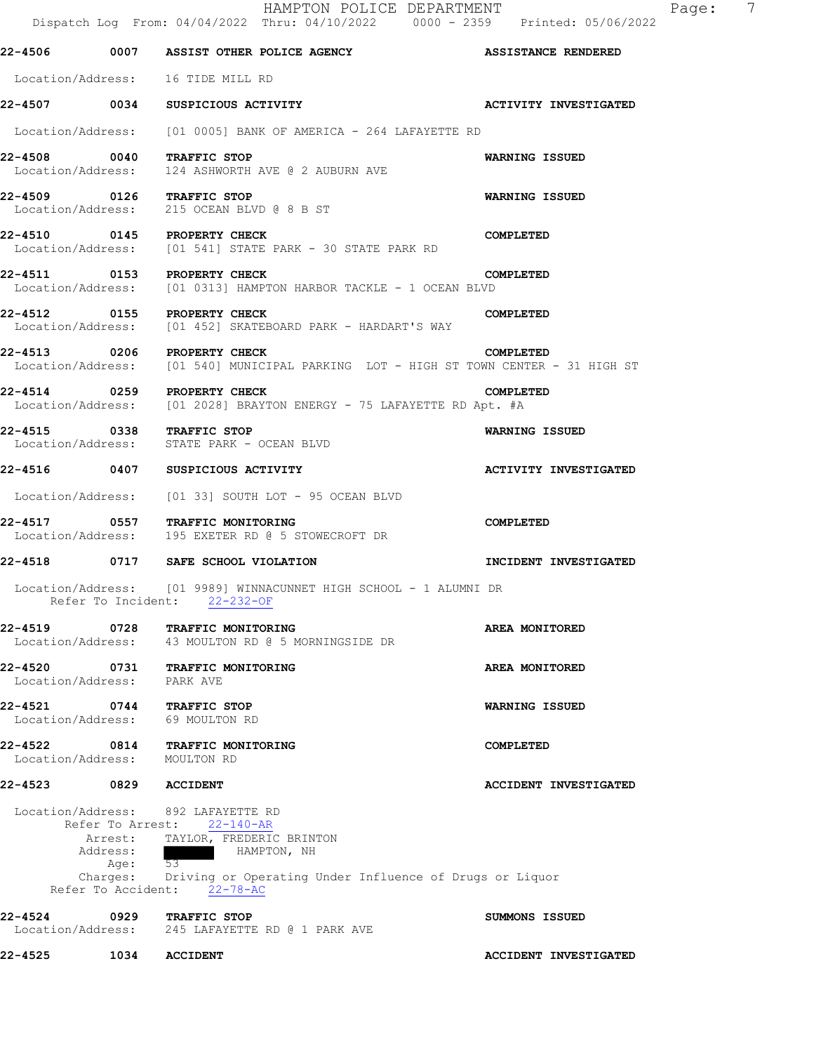**22-4506** 0007 **ASSIST OTHER POLICE AGENCY** — **ASSISTANCE RENDERED**
Location/Address: 16 TIDE MILL RD

**22-4507** 0034 **SUSPICIOUS ACTIVITY** — **ACTIVITY INVESTIGATED**
Location/Address: [01 0005] BANK OF AMERICA - 264 LAFAYETTE RD

**22-4508** 0040 **TRAFFIC STOP** — **WARNING ISSUED**
Location/Address: 124 ASHWORTH AVE @ 2 AUBURN AVE

**22-4509** 0126 **TRAFFIC STOP** — **WARNING ISSUED**
Location/Address: 215 OCEAN BLVD @ 8 B ST

**22-4510** 0145 **PROPERTY CHECK** — **COMPLETED**
Location/Address: [01 541] STATE PARK - 30 STATE PARK RD

**22-4511** 0153 **PROPERTY CHECK** — **COMPLETED**
Location/Address: [01 0313] HAMPTON HARBOR TACKLE - 1 OCEAN BLVD

**22-4512** 0155 **PROPERTY CHECK** — **COMPLETED**
Location/Address: [01 452] SKATEBOARD PARK - HARDART'S WAY

**22-4513** 0206 **PROPERTY CHECK** — **COMPLETED**
Location/Address: [01 540] MUNICIPAL PARKING LOT - HIGH ST TOWN CENTER - 31 HIGH ST

**22-4514** 0259 **PROPERTY CHECK** — **COMPLETED**
Location/Address: [01 2028] BRAYTON ENERGY - 75 LAFAYETTE RD Apt. #A

**22-4515** 0338 **TRAFFIC STOP** — **WARNING ISSUED**
Location/Address: STATE PARK - OCEAN BLVD

**22-4516** 0407 **SUSPICIOUS ACTIVITY** — **ACTIVITY INVESTIGATED**
Location/Address: [01 33] SOUTH LOT - 95 OCEAN BLVD

**22-4517** 0557 **TRAFFIC MONITORING** — **COMPLETED**
Location/Address: 195 EXETER RD @ 5 STOWECROFT DR

**22-4518** 0717 **SAFE SCHOOL VIOLATION** — **INCIDENT INVESTIGATED**
Location/Address: [01 9989] WINNACUNNET HIGH SCHOOL - 1 ALUMNI DR
Refer To Incident: 22-232-OF

**22-4519** 0728 **TRAFFIC MONITORING** — **AREA MONITORED**
Location/Address: 43 MOULTON RD @ 5 MORNINGSIDE DR

**22-4520** 0731 **TRAFFIC MONITORING** — **AREA MONITORED**
Location/Address: PARK AVE

**22-4521** 0744 **TRAFFIC STOP** — **WARNING ISSUED**
Location/Address: 69 MOULTON RD

**22-4522** 0814 **TRAFFIC MONITORING** — **COMPLETED**
Location/Address: MOULTON RD

**22-4523** 0829 **ACCIDENT** — **ACCIDENT INVESTIGATED**
Location/Address: 892 LAFAYETTE RD
Refer To Arrest: 22-140-AR
Arrest: TAYLOR, FREDERIC BRINTON
Address: [REDACTED] HAMPTON, NH
Age: 53
Charges: Driving or Operating Under Influence of Drugs or Liquor
Refer To Accident: 22-78-AC

**22-4524** 0929 **TRAFFIC STOP** — **SUMMONS ISSUED**
Location/Address: 245 LAFAYETTE RD @ 1 PARK AVE

**22-4525** 1034 **ACCIDENT** — **ACCIDENT INVESTIGATED**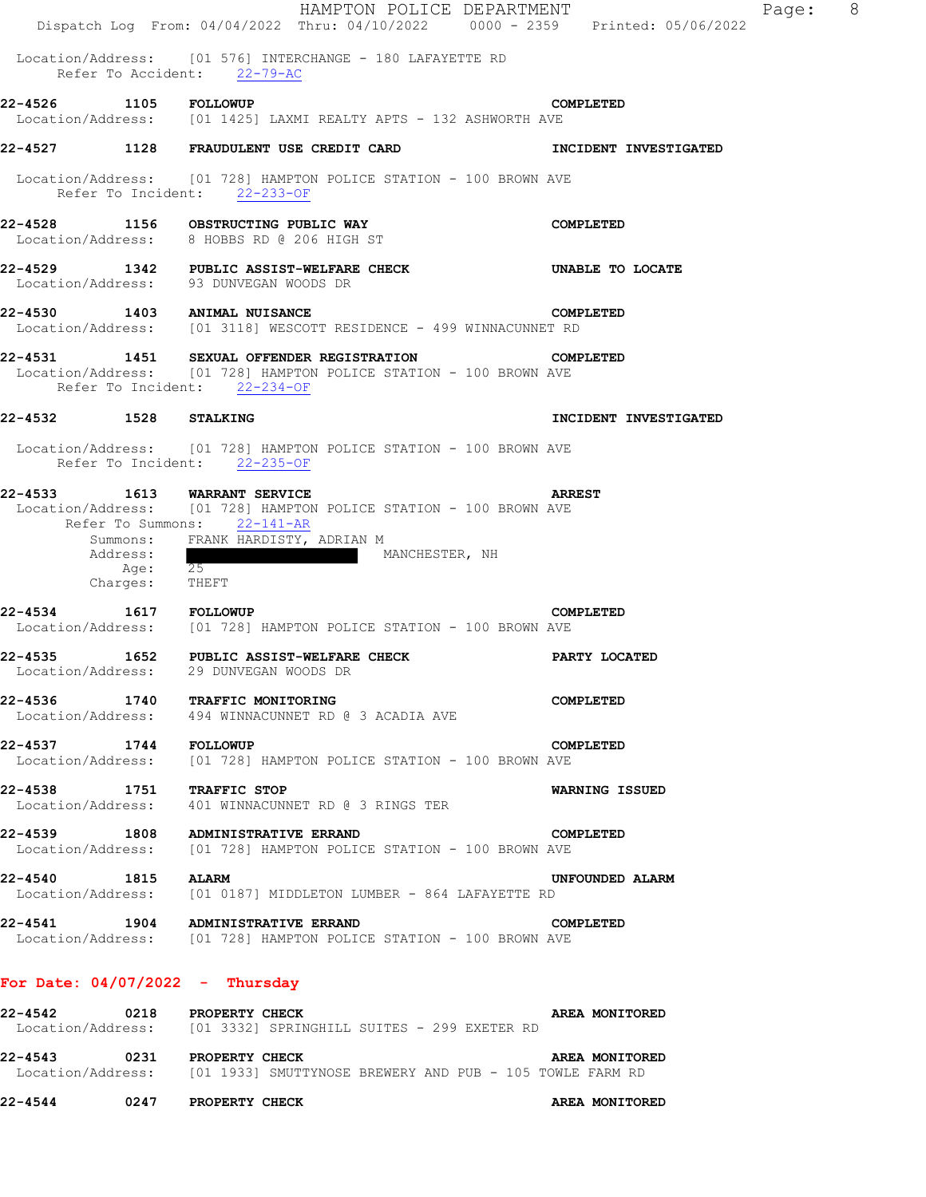Location/Address: [01 576] INTERCHANGE - 180 LAFAYETTE RD
Refer To Accident: 22-79-AC

**22-4526 1105 FOLLOWUP** **COMPLETED**
Location/Address: [01 1425] LAXMI REALTY APTS - 132 ASHWORTH AVE

**22-4527 1128 FRAUDULENT USE CREDIT CARD** **INCIDENT INVESTIGATED**
Location/Address: [01 728] HAMPTON POLICE STATION - 100 BROWN AVE
Refer To Incident: 22-233-OF

**22-4528 1156 OBSTRUCTING PUBLIC WAY** **COMPLETED**
Location/Address: 8 HOBBS RD @ 206 HIGH ST

**22-4529 1342 PUBLIC ASSIST-WELFARE CHECK** **UNABLE TO LOCATE**
Location/Address: 93 DUNVEGAN WOODS DR

**22-4530 1403 ANIMAL NUISANCE** **COMPLETED**
Location/Address: [01 3118] WESCOTT RESIDENCE - 499 WINNACUNNET RD

**22-4531 1451 SEXUAL OFFENDER REGISTRATION** **COMPLETED**
Location/Address: [01 728] HAMPTON POLICE STATION - 100 BROWN AVE
Refer To Incident: 22-234-OF

**22-4532 1528 STALKING** **INCIDENT INVESTIGATED**
Location/Address: [01 728] HAMPTON POLICE STATION - 100 BROWN AVE
Refer To Incident: 22-235-OF

**22-4533 1613 WARRANT SERVICE** **ARREST**
Location/Address: [01 728] HAMPTON POLICE STATION - 100 BROWN AVE
Refer To Summons: 22-141-AR
Summons: FRANK HARDISTY, ADRIAN M
Address: [REDACTED] MANCHESTER, NH
Age: 25
Charges: THEFT

**22-4534 1617 FOLLOWUP** **COMPLETED**
Location/Address: [01 728] HAMPTON POLICE STATION - 100 BROWN AVE

**22-4535 1652 PUBLIC ASSIST-WELFARE CHECK** **PARTY LOCATED**
Location/Address: 29 DUNVEGAN WOODS DR

**22-4536 1740 TRAFFIC MONITORING** **COMPLETED**
Location/Address: 494 WINNACUNNET RD @ 3 ACADIA AVE

**22-4537 1744 FOLLOWUP** **COMPLETED**
Location/Address: [01 728] HAMPTON POLICE STATION - 100 BROWN AVE

**22-4538 1751 TRAFFIC STOP** **WARNING ISSUED**
Location/Address: 401 WINNACUNNET RD @ 3 RINGS TER

**22-4539 1808 ADMINISTRATIVE ERRAND** **COMPLETED**
Location/Address: [01 728] HAMPTON POLICE STATION - 100 BROWN AVE

**22-4540 1815 ALARM** **UNFOUNDED ALARM**
Location/Address: [01 0187] MIDDLETON LUMBER - 864 LAFAYETTE RD

**22-4541 1904 ADMINISTRATIVE ERRAND** **COMPLETED**
Location/Address: [01 728] HAMPTON POLICE STATION - 100 BROWN AVE

## For Date: 04/07/2022 - Thursday

**22-4542 0218 PROPERTY CHECK** **AREA MONITORED**
Location/Address: [01 3332] SPRINGHILL SUITES - 299 EXETER RD

**22-4543 0231 PROPERTY CHECK** **AREA MONITORED**
Location/Address: [01 1933] SMUTTYNOSE BREWERY AND PUB - 105 TOWLE FARM RD

**22-4544 0247 PROPERTY CHECK** **AREA MONITORED**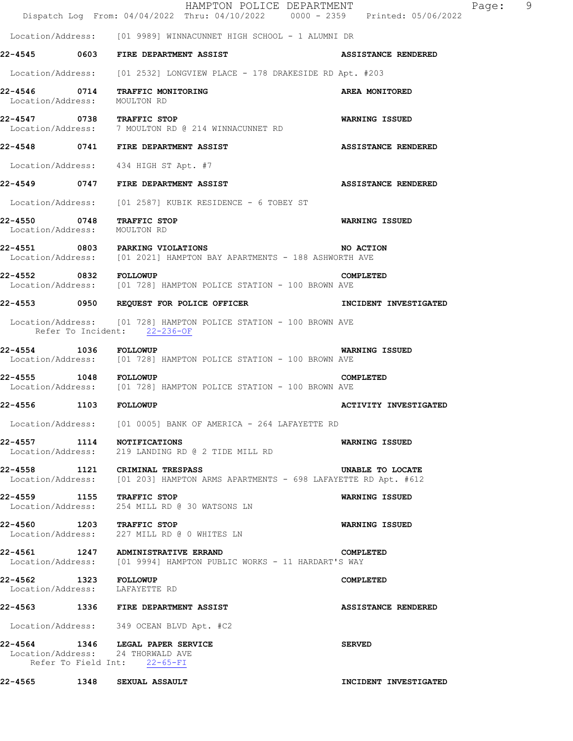Location/Address: [01 9989] WINNACUNNET HIGH SCHOOL - 1 ALUMNI DR

**22-4545 0603 FIRE DEPARTMENT ASSIST** — **ASSISTANCE RENDERED**
Location/Address: [01 2532] LONGVIEW PLACE - 178 DRAKESIDE RD Apt. #203

**22-4546 0714 TRAFFIC MONITORING** — **AREA MONITORED**
Location/Address: MOULTON RD

**22-4547 0738 TRAFFIC STOP** — **WARNING ISSUED**
Location/Address: 7 MOULTON RD @ 214 WINNACUNNET RD

**22-4548 0741 FIRE DEPARTMENT ASSIST** — **ASSISTANCE RENDERED**
Location/Address: 434 HIGH ST Apt. #7

**22-4549 0747 FIRE DEPARTMENT ASSIST** — **ASSISTANCE RENDERED**
Location/Address: [01 2587] KUBIK RESIDENCE - 6 TOBEY ST

**22-4550 0748 TRAFFIC STOP** — **WARNING ISSUED**
Location/Address: MOULTON RD

**22-4551 0803 PARKING VIOLATIONS** — **NO ACTION**
Location/Address: [01 2021] HAMPTON BAY APARTMENTS - 188 ASHWORTH AVE

**22-4552 0832 FOLLOWUP** — **COMPLETED**
Location/Address: [01 728] HAMPTON POLICE STATION - 100 BROWN AVE

**22-4553 0950 REQUEST FOR POLICE OFFICER** — **INCIDENT INVESTIGATED**
Location/Address: [01 728] HAMPTON POLICE STATION - 100 BROWN AVE
Refer To Incident: 22-236-OF

**22-4554 1036 FOLLOWUP** — **WARNING ISSUED**
Location/Address: [01 728] HAMPTON POLICE STATION - 100 BROWN AVE

**22-4555 1048 FOLLOWUP** — **COMPLETED**
Location/Address: [01 728] HAMPTON POLICE STATION - 100 BROWN AVE

**22-4556 1103 FOLLOWUP** — **ACTIVITY INVESTIGATED**
Location/Address: [01 0005] BANK OF AMERICA - 264 LAFAYETTE RD

**22-4557 1114 NOTIFICATIONS** — **WARNING ISSUED**
Location/Address: 219 LANDING RD @ 2 TIDE MILL RD

**22-4558 1121 CRIMINAL TRESPASS** — **UNABLE TO LOCATE**
Location/Address: [01 203] HAMPTON ARMS APARTMENTS - 698 LAFAYETTE RD Apt. #612

**22-4559 1155 TRAFFIC STOP** — **WARNING ISSUED**
Location/Address: 254 MILL RD @ 30 WATSONS LN

**22-4560 1203 TRAFFIC STOP** — **WARNING ISSUED**
Location/Address: 227 MILL RD @ 0 WHITES LN

**22-4561 1247 ADMINISTRATIVE ERRAND** — **COMPLETED**
Location/Address: [01 9994] HAMPTON PUBLIC WORKS - 11 HARDART'S WAY

**22-4562 1323 FOLLOWUP** — **COMPLETED**
Location/Address: LAFAYETTE RD

**22-4563 1336 FIRE DEPARTMENT ASSIST** — **ASSISTANCE RENDERED**
Location/Address: 349 OCEAN BLVD Apt. #C2

**22-4564 1346 LEGAL PAPER SERVICE** — **SERVED**
Location/Address: 24 THORWALD AVE
Refer To Field Int: 22-65-FI

**22-4565 1348 SEXUAL ASSAULT** — **INCIDENT INVESTIGATED**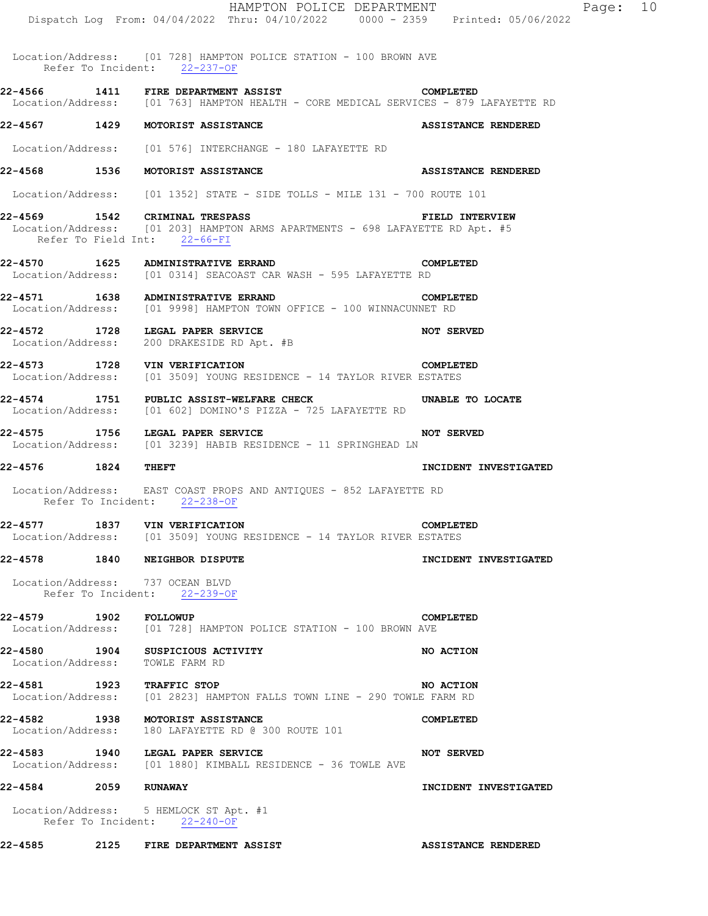Location/Address: [01 728] HAMPTON POLICE STATION - 100 BROWN AVE
Refer To Incident: 22-237-OF

**22-4566 1411 FIRE DEPARTMENT ASSIST COMPLETED**
Location/Address: [01 763] HAMPTON HEALTH - CORE MEDICAL SERVICES - 879 LAFAYETTE RD

**22-4567 1429 MOTORIST ASSISTANCE ASSISTANCE RENDERED**

Location/Address: [01 576] INTERCHANGE - 180 LAFAYETTE RD

**22-4568 1536 MOTORIST ASSISTANCE ASSISTANCE RENDERED**

Location/Address: [01 1352] STATE - SIDE TOLLS - MILE 131 - 700 ROUTE 101

**22-4569 1542 CRIMINAL TRESPASS FIELD INTERVIEW**
Location/Address: [01 203] HAMPTON ARMS APARTMENTS - 698 LAFAYETTE RD Apt. #5
Refer To Field Int: 22-66-FI

**22-4570 1625 ADMINISTRATIVE ERRAND COMPLETED**
Location/Address: [01 0314] SEACOAST CAR WASH - 595 LAFAYETTE RD

**22-4571 1638 ADMINISTRATIVE ERRAND COMPLETED**
Location/Address: [01 9998] HAMPTON TOWN OFFICE - 100 WINNACUNNET RD

**22-4572 1728 LEGAL PAPER SERVICE NOT SERVED**
Location/Address: 200 DRAKESIDE RD Apt. #B

**22-4573 1728 VIN VERIFICATION COMPLETED**
Location/Address: [01 3509] YOUNG RESIDENCE - 14 TAYLOR RIVER ESTATES

**22-4574 1751 PUBLIC ASSIST-WELFARE CHECK UNABLE TO LOCATE**
Location/Address: [01 602] DOMINO'S PIZZA - 725 LAFAYETTE RD

**22-4575 1756 LEGAL PAPER SERVICE NOT SERVED**
Location/Address: [01 3239] HABIB RESIDENCE - 11 SPRINGHEAD LN

**22-4576 1824 THEFT INCIDENT INVESTIGATED**

Location/Address: EAST COAST PROPS AND ANTIQUES - 852 LAFAYETTE RD
Refer To Incident: 22-238-OF

**22-4577 1837 VIN VERIFICATION COMPLETED**
Location/Address: [01 3509] YOUNG RESIDENCE - 14 TAYLOR RIVER ESTATES

**22-4578 1840 NEIGHBOR DISPUTE INCIDENT INVESTIGATED**

Location/Address: 737 OCEAN BLVD
Refer To Incident: 22-239-OF

**22-4579 1902 FOLLOWUP COMPLETED**
Location/Address: [01 728] HAMPTON POLICE STATION - 100 BROWN AVE

**22-4580 1904 SUSPICIOUS ACTIVITY NO ACTION**
Location/Address: TOWLE FARM RD

**22-4581 1923 TRAFFIC STOP NO ACTION**
Location/Address: [01 2823] HAMPTON FALLS TOWN LINE - 290 TOWLE FARM RD

**22-4582 1938 MOTORIST ASSISTANCE COMPLETED**
Location/Address: 180 LAFAYETTE RD @ 300 ROUTE 101

**22-4583 1940 LEGAL PAPER SERVICE NOT SERVED**
Location/Address: [01 1880] KIMBALL RESIDENCE - 36 TOWLE AVE

**22-4584 2059 RUNAWAY INCIDENT INVESTIGATED**

Location/Address: 5 HEMLOCK ST Apt. #1
Refer To Incident: 22-240-OF

**22-4585 2125 FIRE DEPARTMENT ASSIST ASSISTANCE RENDERED**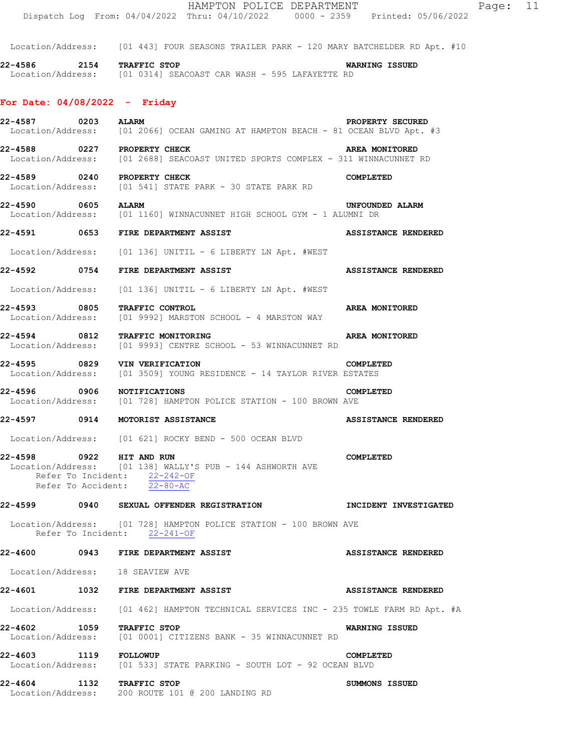Location/Address: [01 443] FOUR SEASONS TRAILER PARK - 120 MARY BATCHELDER RD Apt. #10

**22-4586 2154 TRAFFIC STOP** **WARNING ISSUED**
Location/Address: [01 0314] SEACOAST CAR WASH - 595 LAFAYETTE RD

## For Date: 04/08/2022 - Friday

**22-4587 0203 ALARM** **PROPERTY SECURED**
Location/Address: [01 2066] OCEAN GAMING AT HAMPTON BEACH - 81 OCEAN BLVD Apt. #3

**22-4588 0227 PROPERTY CHECK** **AREA MONITORED**
Location/Address: [01 2688] SEACOAST UNITED SPORTS COMPLEX - 311 WINNACUNNET RD

**22-4589 0240 PROPERTY CHECK** **COMPLETED**
Location/Address: [01 541] STATE PARK - 30 STATE PARK RD

**22-4590 0605 ALARM** **UNFOUNDED ALARM**
Location/Address: [01 1160] WINNACUNNET HIGH SCHOOL GYM - 1 ALUMNI DR

**22-4591 0653 FIRE DEPARTMENT ASSIST** **ASSISTANCE RENDERED**
Location/Address: [01 136] UNITIL - 6 LIBERTY LN Apt. #WEST

**22-4592 0754 FIRE DEPARTMENT ASSIST** **ASSISTANCE RENDERED**
Location/Address: [01 136] UNITIL - 6 LIBERTY LN Apt. #WEST

**22-4593 0805 TRAFFIC CONTROL** **AREA MONITORED**
Location/Address: [01 9992] MARSTON SCHOOL - 4 MARSTON WAY

**22-4594 0812 TRAFFIC MONITORING** **AREA MONITORED**
Location/Address: [01 9993] CENTRE SCHOOL - 53 WINNACUNNET RD

**22-4595 0829 VIN VERIFICATION** **COMPLETED**
Location/Address: [01 3509] YOUNG RESIDENCE - 14 TAYLOR RIVER ESTATES

**22-4596 0906 NOTIFICATIONS** **COMPLETED**
Location/Address: [01 728] HAMPTON POLICE STATION - 100 BROWN AVE

**22-4597 0914 MOTORIST ASSISTANCE** **ASSISTANCE RENDERED**
Location/Address: [01 621] ROCKY BEND - 500 OCEAN BLVD

**22-4598 0922 HIT AND RUN** **COMPLETED**
Location/Address: [01 138] WALLY'S PUB - 144 ASHWORTH AVE
Refer To Incident: 22-242-OF
Refer To Accident: 22-80-AC

**22-4599 0940 SEXUAL OFFENDER REGISTRATION** **INCIDENT INVESTIGATED**
Location/Address: [01 728] HAMPTON POLICE STATION - 100 BROWN AVE
Refer To Incident: 22-241-OF

**22-4600 0943 FIRE DEPARTMENT ASSIST** **ASSISTANCE RENDERED**
Location/Address: 18 SEAVIEW AVE

**22-4601 1032 FIRE DEPARTMENT ASSIST** **ASSISTANCE RENDERED**
Location/Address: [01 462] HAMPTON TECHNICAL SERVICES INC - 235 TOWLE FARM RD Apt. #A

**22-4602 1059 TRAFFIC STOP** **WARNING ISSUED**
Location/Address: [01 0001] CITIZENS BANK - 35 WINNACUNNET RD

**22-4603 1119 FOLLOWUP** **COMPLETED**
Location/Address: [01 533] STATE PARKING - SOUTH LOT - 92 OCEAN BLVD

**22-4604 1132 TRAFFIC STOP** **SUMMONS ISSUED**
Location/Address: 200 ROUTE 101 @ 200 LANDING RD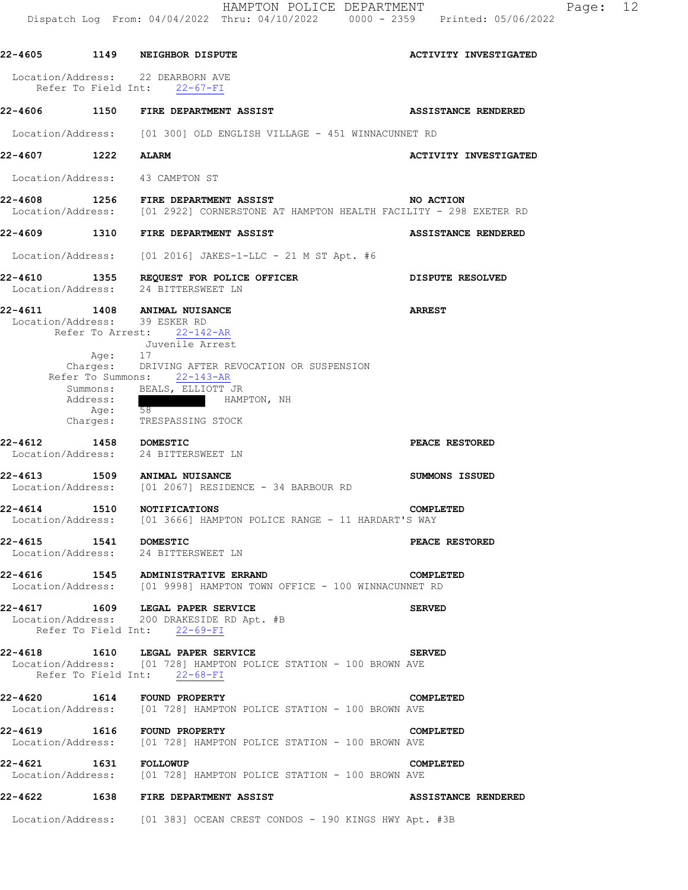**22-4605 1149 NEIGHBOR DISPUTE — ACTIVITY INVESTIGATED**

Location/Address: 22 DEARBORN AVE
Refer To Field Int: 22-67-FI

**22-4606 1150 FIRE DEPARTMENT ASSIST — ASSISTANCE RENDERED**

Location/Address: [01 300] OLD ENGLISH VILLAGE - 451 WINNACUNNET RD

**22-4607 1222 ALARM — ACTIVITY INVESTIGATED**

Location/Address: 43 CAMPTON ST

**22-4608 1256 FIRE DEPARTMENT ASSIST — NO ACTION**

Location/Address: [01 2922] CORNERSTONE AT HAMPTON HEALTH FACILITY - 298 EXETER RD

**22-4609 1310 FIRE DEPARTMENT ASSIST — ASSISTANCE RENDERED**

Location/Address: [01 2016] JAKES-1-LLC - 21 M ST Apt. #6

**22-4610 1355 REQUEST FOR POLICE OFFICER — DISPUTE RESOLVED**

Location/Address: 24 BITTERSWEET LN

**22-4611 1408 ANIMAL NUISANCE — ARREST**

Location/Address: 39 ESKER RD
Refer To Arrest: 22-142-AR
Juvenile Arrest
Age: 17
Charges: DRIVING AFTER REVOCATION OR SUSPENSION
Refer To Summons: 22-143-AR
Summons: BEALS, ELLIOTT JR
Address: ████████ HAMPTON, NH
Age: 58
Charges: TRESPASSING STOCK

**22-4612 1458 DOMESTIC — PEACE RESTORED**

Location/Address: 24 BITTERSWEET LN

**22-4613 1509 ANIMAL NUISANCE — SUMMONS ISSUED**

Location/Address: [01 2067] RESIDENCE - 34 BARBOUR RD

**22-4614 1510 NOTIFICATIONS — COMPLETED**

Location/Address: [01 3666] HAMPTON POLICE RANGE - 11 HARDART'S WAY

**22-4615 1541 DOMESTIC — PEACE RESTORED**

Location/Address: 24 BITTERSWEET LN

**22-4616 1545 ADMINISTRATIVE ERRAND — COMPLETED**

Location/Address: [01 9998] HAMPTON TOWN OFFICE - 100 WINNACUNNET RD

**22-4617 1609 LEGAL PAPER SERVICE — SERVED**

Location/Address: 200 DRAKESIDE RD Apt. #B
Refer To Field Int: 22-69-FI

**22-4618 1610 LEGAL PAPER SERVICE — SERVED**

Location/Address: [01 728] HAMPTON POLICE STATION - 100 BROWN AVE
Refer To Field Int: 22-68-FI

**22-4620 1614 FOUND PROPERTY — COMPLETED**

Location/Address: [01 728] HAMPTON POLICE STATION - 100 BROWN AVE

**22-4619 1616 FOUND PROPERTY — COMPLETED**

Location/Address: [01 728] HAMPTON POLICE STATION - 100 BROWN AVE

**22-4621 1631 FOLLOWUP — COMPLETED**

Location/Address: [01 728] HAMPTON POLICE STATION - 100 BROWN AVE

**22-4622 1638 FIRE DEPARTMENT ASSIST — ASSISTANCE RENDERED**

Location/Address: [01 383] OCEAN CREST CONDOS - 190 KINGS HWY Apt. #3B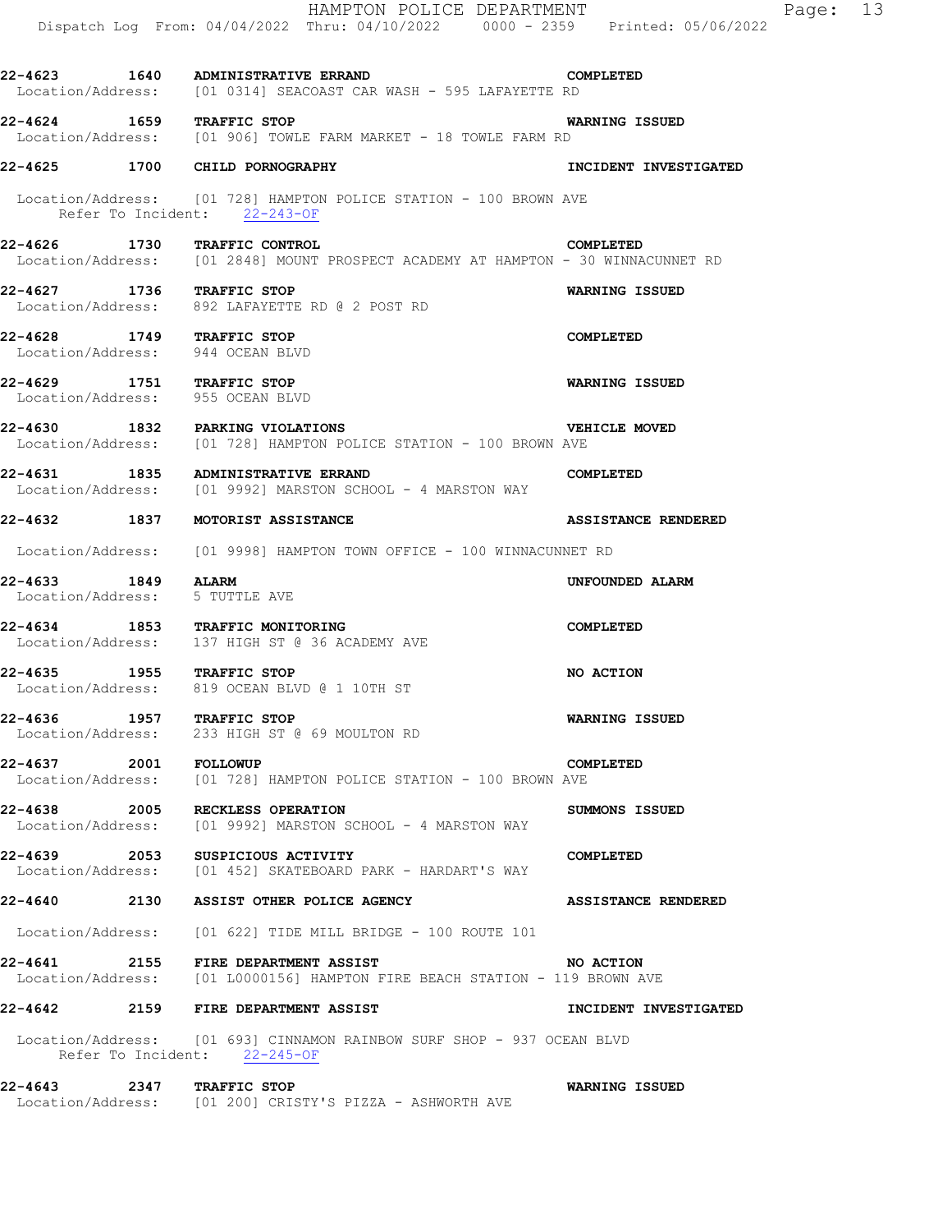**22-4623 1640 ADMINISTRATIVE ERRAND — COMPLETED**
Location/Address: [01 0314] SEACOAST CAR WASH - 595 LAFAYETTE RD

**22-4624 1659 TRAFFIC STOP — WARNING ISSUED**
Location/Address: [01 906] TOWLE FARM MARKET - 18 TOWLE FARM RD

**22-4625 1700 CHILD PORNOGRAPHY — INCIDENT INVESTIGATED**
Location/Address: [01 728] HAMPTON POLICE STATION - 100 BROWN AVE
Refer To Incident: 22-243-OF

**22-4626 1730 TRAFFIC CONTROL — COMPLETED**
Location/Address: [01 2848] MOUNT PROSPECT ACADEMY AT HAMPTON - 30 WINNACUNNET RD

**22-4627 1736 TRAFFIC STOP — WARNING ISSUED**
Location/Address: 892 LAFAYETTE RD @ 2 POST RD

**22-4628 1749 TRAFFIC STOP — COMPLETED**
Location/Address: 944 OCEAN BLVD

**22-4629 1751 TRAFFIC STOP — WARNING ISSUED**
Location/Address: 955 OCEAN BLVD

**22-4630 1832 PARKING VIOLATIONS — VEHICLE MOVED**
Location/Address: [01 728] HAMPTON POLICE STATION - 100 BROWN AVE

**22-4631 1835 ADMINISTRATIVE ERRAND — COMPLETED**
Location/Address: [01 9992] MARSTON SCHOOL - 4 MARSTON WAY

**22-4632 1837 MOTORIST ASSISTANCE — ASSISTANCE RENDERED**
Location/Address: [01 9998] HAMPTON TOWN OFFICE - 100 WINNACUNNET RD

**22-4633 1849 ALARM — UNFOUNDED ALARM**
Location/Address: 5 TUTTLE AVE

**22-4634 1853 TRAFFIC MONITORING — COMPLETED**
Location/Address: 137 HIGH ST @ 36 ACADEMY AVE

**22-4635 1955 TRAFFIC STOP — NO ACTION**
Location/Address: 819 OCEAN BLVD @ 1 10TH ST

**22-4636 1957 TRAFFIC STOP — WARNING ISSUED**
Location/Address: 233 HIGH ST @ 69 MOULTON RD

**22-4637 2001 FOLLOWUP — COMPLETED**
Location/Address: [01 728] HAMPTON POLICE STATION - 100 BROWN AVE

**22-4638 2005 RECKLESS OPERATION — SUMMONS ISSUED**
Location/Address: [01 9992] MARSTON SCHOOL - 4 MARSTON WAY

**22-4639 2053 SUSPICIOUS ACTIVITY — COMPLETED**
Location/Address: [01 452] SKATEBOARD PARK - HARDART'S WAY

**22-4640 2130 ASSIST OTHER POLICE AGENCY — ASSISTANCE RENDERED**
Location/Address: [01 622] TIDE MILL BRIDGE - 100 ROUTE 101

**22-4641 2155 FIRE DEPARTMENT ASSIST — NO ACTION**
Location/Address: [01 L0000156] HAMPTON FIRE BEACH STATION - 119 BROWN AVE

**22-4642 2159 FIRE DEPARTMENT ASSIST — INCIDENT INVESTIGATED**
Location/Address: [01 693] CINNAMON RAINBOW SURF SHOP - 937 OCEAN BLVD
Refer To Incident: 22-245-OF

**22-4643 2347 TRAFFIC STOP — WARNING ISSUED**
Location/Address: [01 200] CRISTY'S PIZZA - ASHWORTH AVE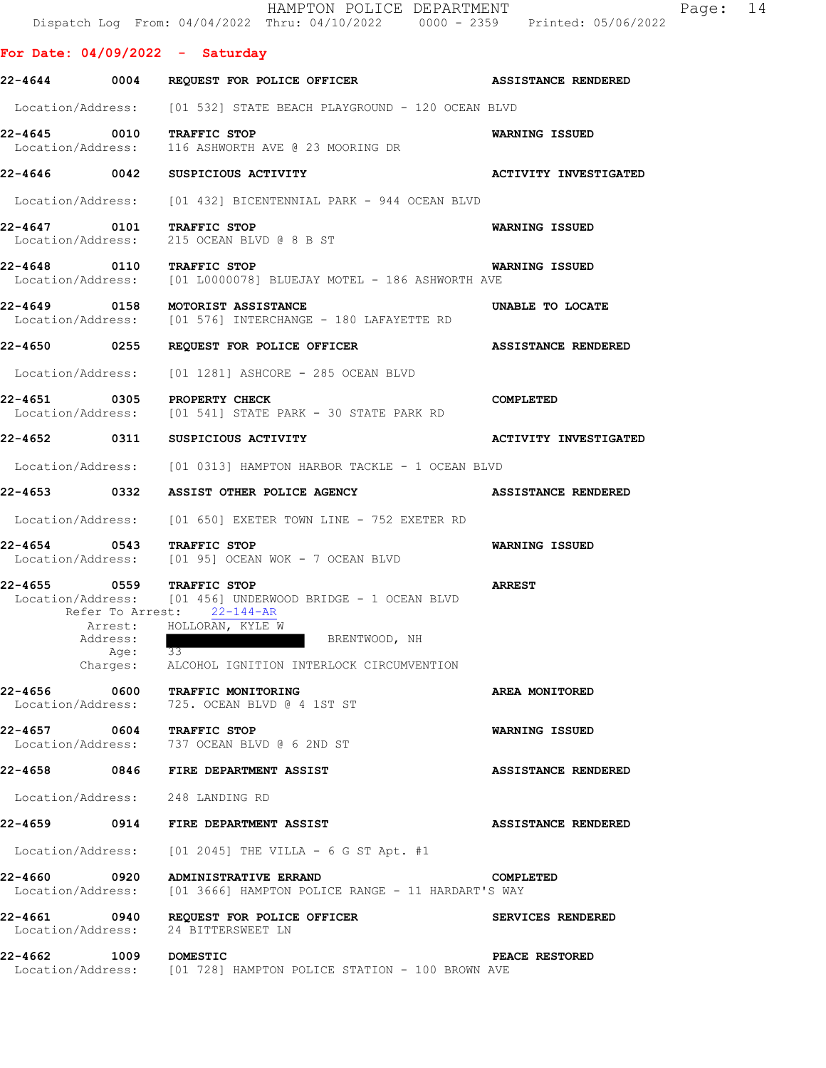**For Date: 04/09/2022 - Saturday**

**22-4644 0004 REQUEST FOR POLICE OFFICER** — **ASSISTANCE RENDERED**
Location/Address: [01 532] STATE BEACH PLAYGROUND - 120 OCEAN BLVD

**22-4645 0010 TRAFFIC STOP** — **WARNING ISSUED**
Location/Address: 116 ASHWORTH AVE @ 23 MOORING DR

**22-4646 0042 SUSPICIOUS ACTIVITY** — **ACTIVITY INVESTIGATED**
Location/Address: [01 432] BICENTENNIAL PARK - 944 OCEAN BLVD

**22-4647 0101 TRAFFIC STOP** — **WARNING ISSUED**
Location/Address: 215 OCEAN BLVD @ 8 B ST

**22-4648 0110 TRAFFIC STOP** — **WARNING ISSUED**
Location/Address: [01 L0000078] BLUEJAY MOTEL - 186 ASHWORTH AVE

**22-4649 0158 MOTORIST ASSISTANCE** — **UNABLE TO LOCATE**
Location/Address: [01 576] INTERCHANGE - 180 LAFAYETTE RD

**22-4650 0255 REQUEST FOR POLICE OFFICER** — **ASSISTANCE RENDERED**
Location/Address: [01 1281] ASHCORE - 285 OCEAN BLVD

**22-4651 0305 PROPERTY CHECK** — **COMPLETED**
Location/Address: [01 541] STATE PARK - 30 STATE PARK RD

**22-4652 0311 SUSPICIOUS ACTIVITY** — **ACTIVITY INVESTIGATED**
Location/Address: [01 0313] HAMPTON HARBOR TACKLE - 1 OCEAN BLVD

**22-4653 0332 ASSIST OTHER POLICE AGENCY** — **ASSISTANCE RENDERED**
Location/Address: [01 650] EXETER TOWN LINE - 752 EXETER RD

**22-4654 0543 TRAFFIC STOP** — **WARNING ISSUED**
Location/Address: [01 95] OCEAN WOK - 7 OCEAN BLVD

**22-4655 0559 TRAFFIC STOP** — **ARREST**
Location/Address: [01 456] UNDERWOOD BRIDGE - 1 OCEAN BLVD
Refer To Arrest: 22-144-AR
Arrest: HOLLORAN, KYLE W
Address: [REDACTED] BRENTWOOD, NH
Age: 33
Charges: ALCOHOL IGNITION INTERLOCK CIRCUMVENTION

**22-4656 0600 TRAFFIC MONITORING** — **AREA MONITORED**
Location/Address: 725. OCEAN BLVD @ 4 1ST ST

**22-4657 0604 TRAFFIC STOP** — **WARNING ISSUED**
Location/Address: 737 OCEAN BLVD @ 6 2ND ST

**22-4658 0846 FIRE DEPARTMENT ASSIST** — **ASSISTANCE RENDERED**
Location/Address: 248 LANDING RD

**22-4659 0914 FIRE DEPARTMENT ASSIST** — **ASSISTANCE RENDERED**
Location/Address: [01 2045] THE VILLA - 6 G ST Apt. #1

**22-4660 0920 ADMINISTRATIVE ERRAND** — **COMPLETED**
Location/Address: [01 3666] HAMPTON POLICE RANGE - 11 HARDART'S WAY

**22-4661 0940 REQUEST FOR POLICE OFFICER** — **SERVICES RENDERED**
Location/Address: 24 BITTERSWEET LN

**22-4662 1009 DOMESTIC** — **PEACE RESTORED**
Location/Address: [01 728] HAMPTON POLICE STATION - 100 BROWN AVE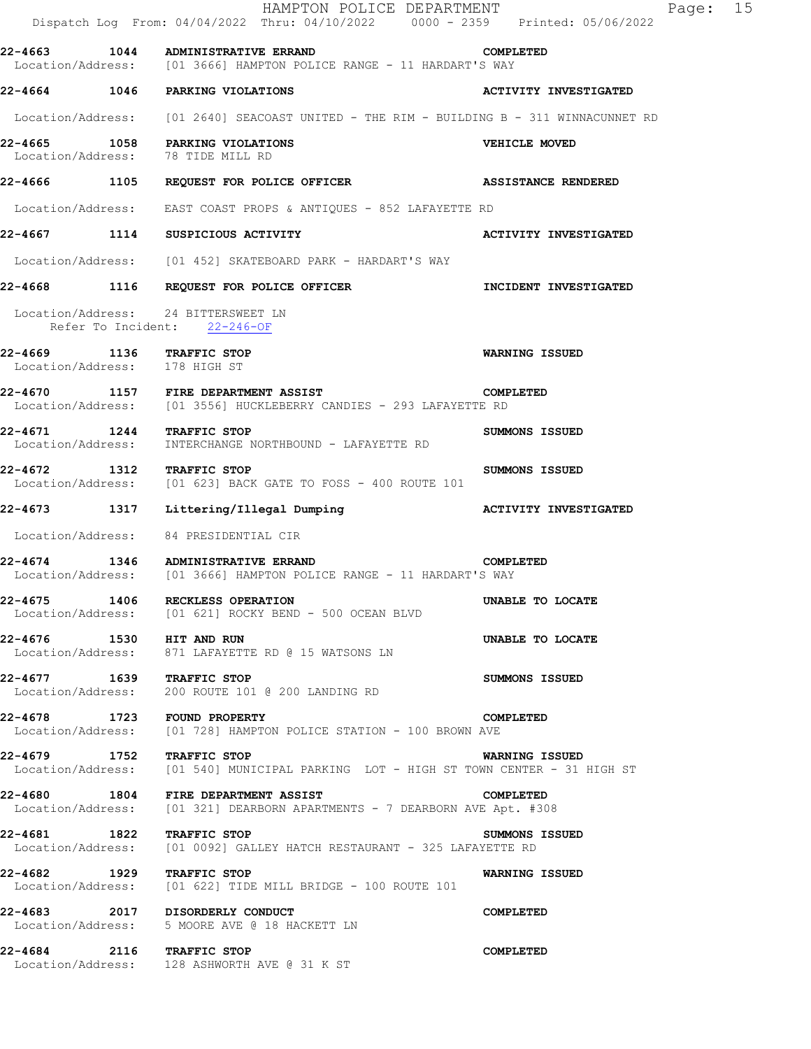| Call # | Time | Call Type | Disposition |
|---|---|---|---|
| 22-4663 | 1044 | ADMINISTRATIVE ERRAND | COMPLETED |
| Location/Address: [01 3666] HAMPTON POLICE RANGE - 11 HARDART'S WAY | | | |
| 22-4664 | 1046 | PARKING VIOLATIONS | ACTIVITY INVESTIGATED |
| Location/Address: [01 2640] SEACOAST UNITED - THE RIM - BUILDING B - 311 WINNACUNNET RD | | | |
| 22-4665 | 1058 | PARKING VIOLATIONS | VEHICLE MOVED |
| Location/Address: 78 TIDE MILL RD | | | |
| 22-4666 | 1105 | REQUEST FOR POLICE OFFICER | ASSISTANCE RENDERED |
| Location/Address: EAST COAST PROPS & ANTIQUES - 852 LAFAYETTE RD | | | |
| 22-4667 | 1114 | SUSPICIOUS ACTIVITY | ACTIVITY INVESTIGATED |
| Location/Address: [01 452] SKATEBOARD PARK - HARDART'S WAY | | | |
| 22-4668 | 1116 | REQUEST FOR POLICE OFFICER | INCIDENT INVESTIGATED |
| Location/Address: 24 BITTERSWEET LN; Refer To Incident: 22-246-OF | | | |
| 22-4669 | 1136 | TRAFFIC STOP | WARNING ISSUED |
| Location/Address: 178 HIGH ST | | | |
| 22-4670 | 1157 | FIRE DEPARTMENT ASSIST | COMPLETED |
| Location/Address: [01 3556] HUCKLEBERRY CANDIES - 293 LAFAYETTE RD | | | |
| 22-4671 | 1244 | TRAFFIC STOP | SUMMONS ISSUED |
| Location/Address: INTERCHANGE NORTHBOUND - LAFAYETTE RD | | | |
| 22-4672 | 1312 | TRAFFIC STOP | SUMMONS ISSUED |
| Location/Address: [01 623] BACK GATE TO FOSS - 400 ROUTE 101 | | | |
| 22-4673 | 1317 | Littering/Illegal Dumping | ACTIVITY INVESTIGATED |
| Location/Address: 84 PRESIDENTIAL CIR | | | |
| 22-4674 | 1346 | ADMINISTRATIVE ERRAND | COMPLETED |
| Location/Address: [01 3666] HAMPTON POLICE RANGE - 11 HARDART'S WAY | | | |
| 22-4675 | 1406 | RECKLESS OPERATION | UNABLE TO LOCATE |
| Location/Address: [01 621] ROCKY BEND - 500 OCEAN BLVD | | | |
| 22-4676 | 1530 | HIT AND RUN | UNABLE TO LOCATE |
| Location/Address: 871 LAFAYETTE RD @ 15 WATSONS LN | | | |
| 22-4677 | 1639 | TRAFFIC STOP | SUMMONS ISSUED |
| Location/Address: 200 ROUTE 101 @ 200 LANDING RD | | | |
| 22-4678 | 1723 | FOUND PROPERTY | COMPLETED |
| Location/Address: [01 728] HAMPTON POLICE STATION - 100 BROWN AVE | | | |
| 22-4679 | 1752 | TRAFFIC STOP | WARNING ISSUED |
| Location/Address: [01 540] MUNICIPAL PARKING LOT - HIGH ST TOWN CENTER - 31 HIGH ST | | | |
| 22-4680 | 1804 | FIRE DEPARTMENT ASSIST | COMPLETED |
| Location/Address: [01 321] DEARBORN APARTMENTS - 7 DEARBORN AVE Apt. #308 | | | |
| 22-4681 | 1822 | TRAFFIC STOP | SUMMONS ISSUED |
| Location/Address: [01 0092] GALLEY HATCH RESTAURANT - 325 LAFAYETTE RD | | | |
| 22-4682 | 1929 | TRAFFIC STOP | WARNING ISSUED |
| Location/Address: [01 622] TIDE MILL BRIDGE - 100 ROUTE 101 | | | |
| 22-4683 | 2017 | DISORDERLY CONDUCT | COMPLETED |
| Location/Address: 5 MOORE AVE @ 18 HACKETT LN | | | |
| 22-4684 | 2116 | TRAFFIC STOP | COMPLETED |
| Location/Address: 128 ASHWORTH AVE @ 31 K ST | | | |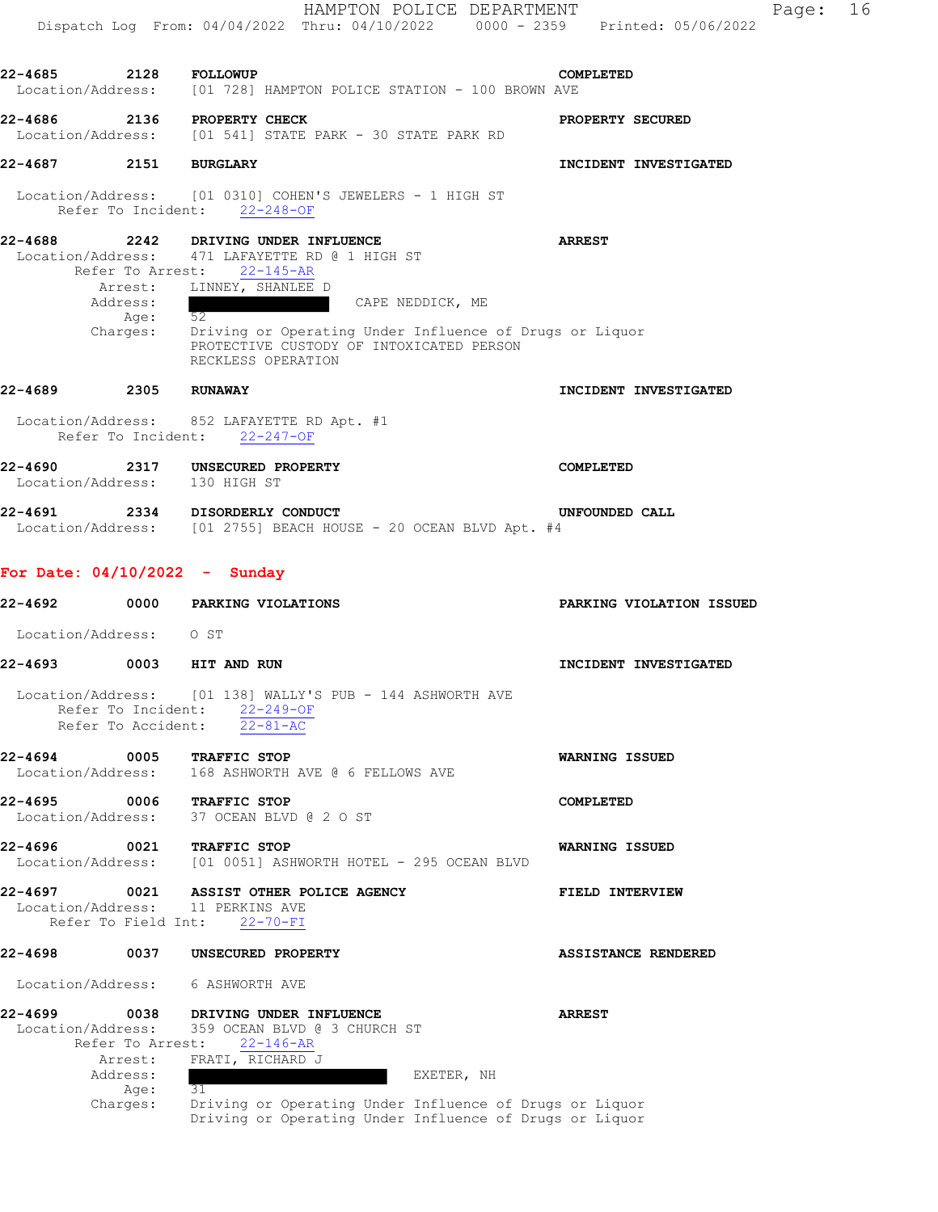**22-4685** 2128 **FOLLOWUP** **COMPLETED**
Location/Address: [01 728] HAMPTON POLICE STATION - 100 BROWN AVE

**22-4686** 2136 **PROPERTY CHECK** **PROPERTY SECURED**
Location/Address: [01 541] STATE PARK - 30 STATE PARK RD

**22-4687** 2151 **BURGLARY** **INCIDENT INVESTIGATED**

Location/Address: [01 0310] COHEN'S JEWELERS - 1 HIGH ST
Refer To Incident: 22-248-OF

**22-4688** 2242 **DRIVING UNDER INFLUENCE** **ARREST**
Location/Address: 471 LAFAYETTE RD @ 1 HIGH ST
Refer To Arrest: 22-145-AR
Arrest: LINNEY, SHANLEE D
Address: CAPE NEDDICK, ME
Age: 52
Charges: Driving or Operating Under Influence of Drugs or Liquor
PROTECTIVE CUSTODY OF INTOXICATED PERSON
RECKLESS OPERATION

**22-4689** 2305 **RUNAWAY** **INCIDENT INVESTIGATED**

Location/Address: 852 LAFAYETTE RD Apt. #1
Refer To Incident: 22-247-OF

**22-4690** 2317 **UNSECURED PROPERTY** **COMPLETED**
Location/Address: 130 HIGH ST

**22-4691** 2334 **DISORDERLY CONDUCT** **UNFOUNDED CALL**
Location/Address: [01 2755] BEACH HOUSE - 20 OCEAN BLVD Apt. #4

## For Date: 04/10/2022 - Sunday

**22-4692** 0000 **PARKING VIOLATIONS** **PARKING VIOLATION ISSUED**

Location/Address: O ST

**22-4693** 0003 **HIT AND RUN** **INCIDENT INVESTIGATED**

Location/Address: [01 138] WALLY'S PUB - 144 ASHWORTH AVE
Refer To Incident: 22-249-OF
Refer To Accident: 22-81-AC

**22-4694** 0005 **TRAFFIC STOP** **WARNING ISSUED**
Location/Address: 168 ASHWORTH AVE @ 6 FELLOWS AVE

**22-4695** 0006 **TRAFFIC STOP** **COMPLETED**
Location/Address: 37 OCEAN BLVD @ 2 O ST

**22-4696** 0021 **TRAFFIC STOP** **WARNING ISSUED**
Location/Address: [01 0051] ASHWORTH HOTEL - 295 OCEAN BLVD

**22-4697** 0021 **ASSIST OTHER POLICE AGENCY** **FIELD INTERVIEW**
Location/Address: 11 PERKINS AVE
Refer To Field Int: 22-70-FI

**22-4698** 0037 **UNSECURED PROPERTY** **ASSISTANCE RENDERED**

Location/Address: 6 ASHWORTH AVE

**22-4699** 0038 **DRIVING UNDER INFLUENCE** **ARREST**
Location/Address: 359 OCEAN BLVD @ 3 CHURCH ST
Refer To Arrest: 22-146-AR
Arrest: FRATI, RICHARD J
Address: EXETER, NH
Age: 31
Charges: Driving or Operating Under Influence of Drugs or Liquor
Driving or Operating Under Influence of Drugs or Liquor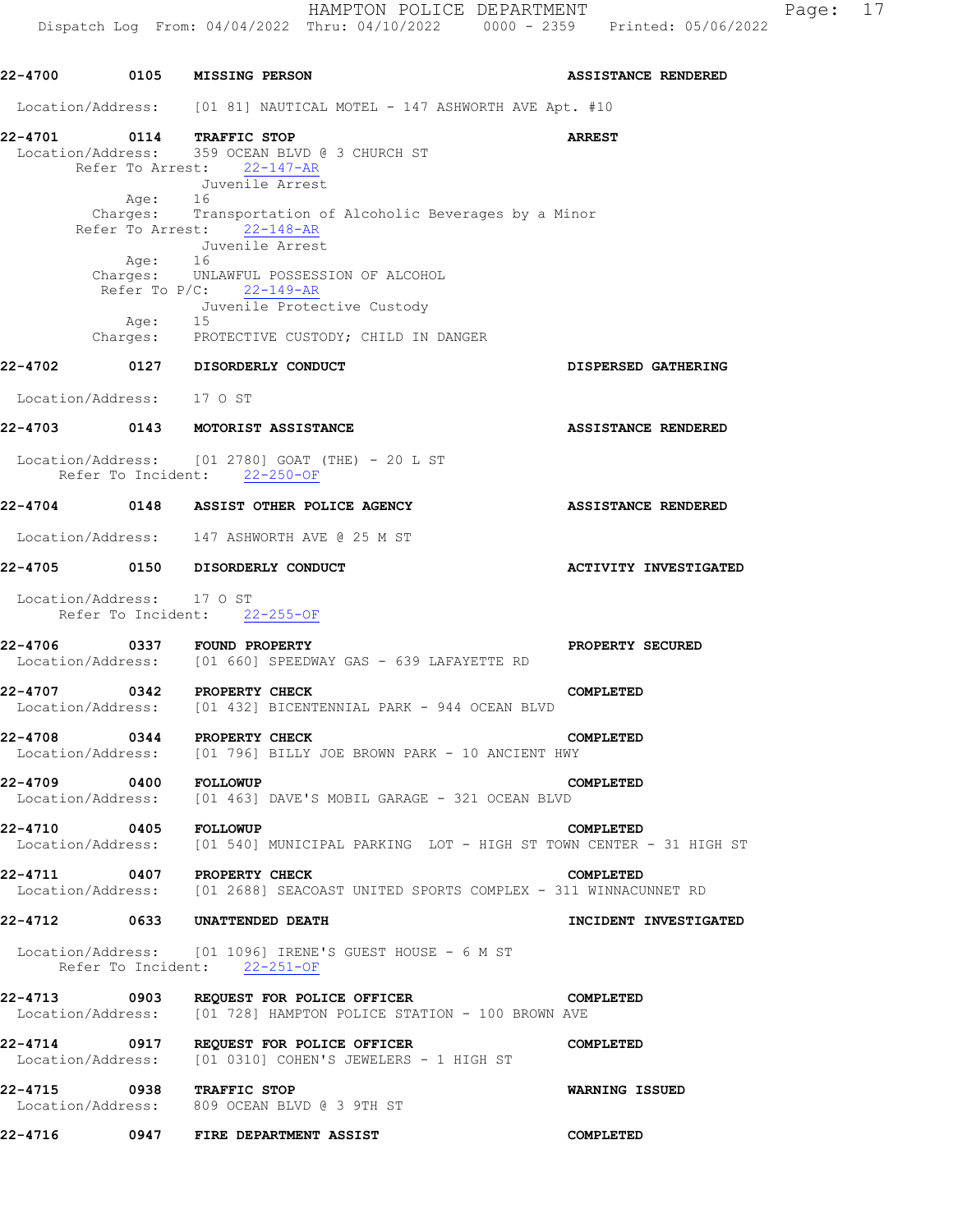**22-4700** **0105** **MISSING PERSON** **ASSISTANCE RENDERED**

Location/Address: [01 81] NAUTICAL MOTEL - 147 ASHWORTH AVE Apt. #10

**22-4701** **0114** **TRAFFIC STOP** **ARREST**

Location/Address: 359 OCEAN BLVD @ 3 CHURCH ST
Refer To Arrest: 22-147-AR
Juvenile Arrest
Age: 16
Charges: Transportation of Alcoholic Beverages by a Minor
Refer To Arrest: 22-148-AR
Juvenile Arrest
Age: 16
Charges: UNLAWFUL POSSESSION OF ALCOHOL
Refer To P/C: 22-149-AR
Juvenile Protective Custody
Age: 15
Charges: PROTECTIVE CUSTODY; CHILD IN DANGER

**22-4702** **0127** **DISORDERLY CONDUCT** **DISPERSED GATHERING**

Location/Address: 17 O ST

**22-4703** **0143** **MOTORIST ASSISTANCE** **ASSISTANCE RENDERED**

Location/Address: [01 2780] GOAT (THE) - 20 L ST
Refer To Incident: 22-250-OF

**22-4704** **0148** **ASSIST OTHER POLICE AGENCY** **ASSISTANCE RENDERED**

Location/Address: 147 ASHWORTH AVE @ 25 M ST

**22-4705** **0150** **DISORDERLY CONDUCT** **ACTIVITY INVESTIGATED**

Location/Address: 17 O ST
Refer To Incident: 22-255-OF

**22-4706** **0337** **FOUND PROPERTY** **PROPERTY SECURED**
Location/Address: [01 660] SPEEDWAY GAS - 639 LAFAYETTE RD

**22-4707** **0342** **PROPERTY CHECK** **COMPLETED**
Location/Address: [01 432] BICENTENNIAL PARK - 944 OCEAN BLVD

**22-4708** **0344** **PROPERTY CHECK** **COMPLETED**
Location/Address: [01 796] BILLY JOE BROWN PARK - 10 ANCIENT HWY

**22-4709** **0400** **FOLLOWUP** **COMPLETED**
Location/Address: [01 463] DAVE'S MOBIL GARAGE - 321 OCEAN BLVD

**22-4710** **0405** **FOLLOWUP** **COMPLETED**
Location/Address: [01 540] MUNICIPAL PARKING LOT - HIGH ST TOWN CENTER - 31 HIGH ST

**22-4711** **0407** **PROPERTY CHECK** **COMPLETED**
Location/Address: [01 2688] SEACOAST UNITED SPORTS COMPLEX - 311 WINNACUNNET RD

**22-4712** **0633** **UNATTENDED DEATH** **INCIDENT INVESTIGATED**

Location/Address: [01 1096] IRENE'S GUEST HOUSE - 6 M ST
Refer To Incident: 22-251-OF

**22-4713** **0903** **REQUEST FOR POLICE OFFICER** **COMPLETED**
Location/Address: [01 728] HAMPTON POLICE STATION - 100 BROWN AVE

**22-4714** **0917** **REQUEST FOR POLICE OFFICER** **COMPLETED**
Location/Address: [01 0310] COHEN'S JEWELERS - 1 HIGH ST

**22-4715** **0938** **TRAFFIC STOP** **WARNING ISSUED**
Location/Address: 809 OCEAN BLVD @ 3 9TH ST

**22-4716** **0947** **FIRE DEPARTMENT ASSIST** **COMPLETED**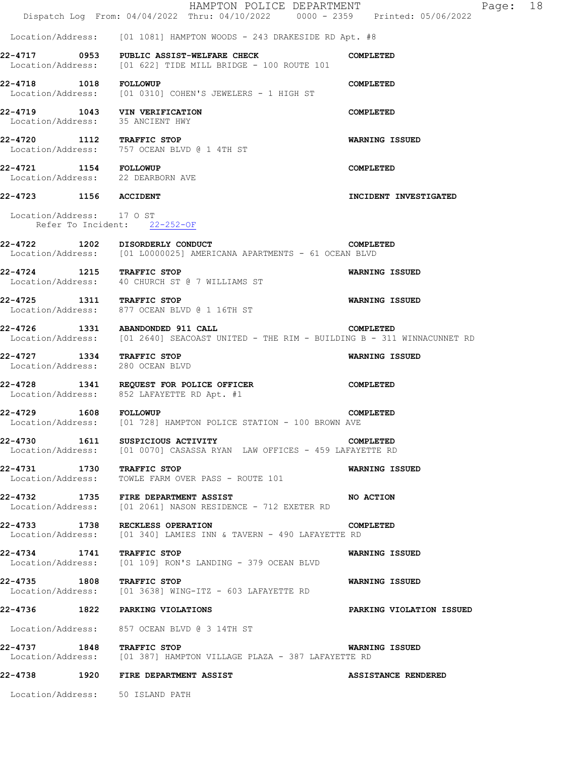Location/Address: [01 1081] HAMPTON WOODS - 243 DRAKESIDE RD Apt. #8

**22-4717 0953 PUBLIC ASSIST-WELFARE CHECK** COMPLETED
Location/Address: [01 622] TIDE MILL BRIDGE - 100 ROUTE 101

**22-4718 1018 FOLLOWUP** COMPLETED
Location/Address: [01 0310] COHEN'S JEWELERS - 1 HIGH ST

**22-4719 1043 VIN VERIFICATION** COMPLETED
Location/Address: 35 ANCIENT HWY

**22-4720 1112 TRAFFIC STOP** WARNING ISSUED
Location/Address: 757 OCEAN BLVD @ 1 4TH ST

**22-4721 1154 FOLLOWUP** COMPLETED
Location/Address: 22 DEARBORN AVE

**22-4723 1156 ACCIDENT** INCIDENT INVESTIGATED
Location/Address: 17 O ST
Refer To Incident: 22-252-OF

**22-4722 1202 DISORDERLY CONDUCT** COMPLETED
Location/Address: [01 L0000025] AMERICANA APARTMENTS - 61 OCEAN BLVD

**22-4724 1215 TRAFFIC STOP** WARNING ISSUED
Location/Address: 40 CHURCH ST @ 7 WILLIAMS ST

**22-4725 1311 TRAFFIC STOP** WARNING ISSUED
Location/Address: 877 OCEAN BLVD @ 1 16TH ST

**22-4726 1331 ABANDONDED 911 CALL** COMPLETED
Location/Address: [01 2640] SEACOAST UNITED - THE RIM - BUILDING B - 311 WINNACUNNET RD

**22-4727 1334 TRAFFIC STOP** WARNING ISSUED
Location/Address: 280 OCEAN BLVD

**22-4728 1341 REQUEST FOR POLICE OFFICER** COMPLETED
Location/Address: 852 LAFAYETTE RD Apt. #1

**22-4729 1608 FOLLOWUP** COMPLETED
Location/Address: [01 728] HAMPTON POLICE STATION - 100 BROWN AVE

**22-4730 1611 SUSPICIOUS ACTIVITY** COMPLETED
Location/Address: [01 0070] CASASSA RYAN LAW OFFICES - 459 LAFAYETTE RD

**22-4731 1730 TRAFFIC STOP** WARNING ISSUED
Location/Address: TOWLE FARM OVER PASS - ROUTE 101

**22-4732 1735 FIRE DEPARTMENT ASSIST** NO ACTION
Location/Address: [01 2061] NASON RESIDENCE - 712 EXETER RD

**22-4733 1738 RECKLESS OPERATION** COMPLETED
Location/Address: [01 340] LAMIES INN & TAVERN - 490 LAFAYETTE RD

**22-4734 1741 TRAFFIC STOP** WARNING ISSUED
Location/Address: [01 109] RON'S LANDING - 379 OCEAN BLVD

**22-4735 1808 TRAFFIC STOP** WARNING ISSUED
Location/Address: [01 3638] WING-ITZ - 603 LAFAYETTE RD

**22-4736 1822 PARKING VIOLATIONS** PARKING VIOLATION ISSUED
Location/Address: 857 OCEAN BLVD @ 3 14TH ST

**22-4737 1848 TRAFFIC STOP** WARNING ISSUED
Location/Address: [01 387] HAMPTON VILLAGE PLAZA - 387 LAFAYETTE RD

**22-4738 1920 FIRE DEPARTMENT ASSIST** ASSISTANCE RENDERED
Location/Address: 50 ISLAND PATH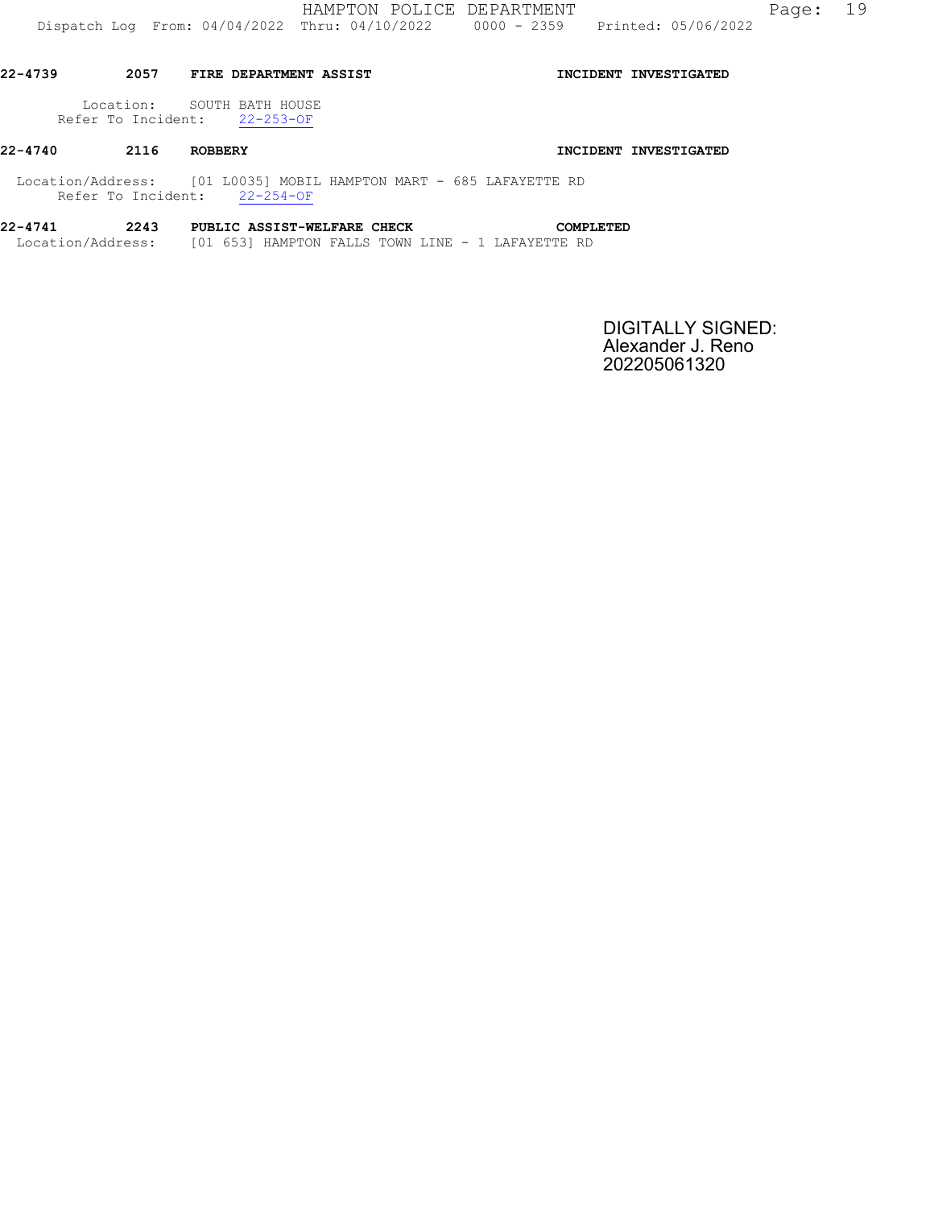**22-4739** **2057** **FIRE DEPARTMENT ASSIST** **INCIDENT INVESTIGATED**

Location: SOUTH BATH HOUSE
Refer To Incident: 22-253-OF

**22-4740** **2116** **ROBBERY** **INCIDENT INVESTIGATED**

Location/Address: [01 L0035] MOBIL HAMPTON MART - 685 LAFAYETTE RD
Refer To Incident: 22-254-OF

**22-4741** **2243** **PUBLIC ASSIST-WELFARE CHECK** **COMPLETED**
Location/Address: [01 653] HAMPTON FALLS TOWN LINE - 1 LAFAYETTE RD

DIGITALLY SIGNED:
Alexander J. Reno
202205061320